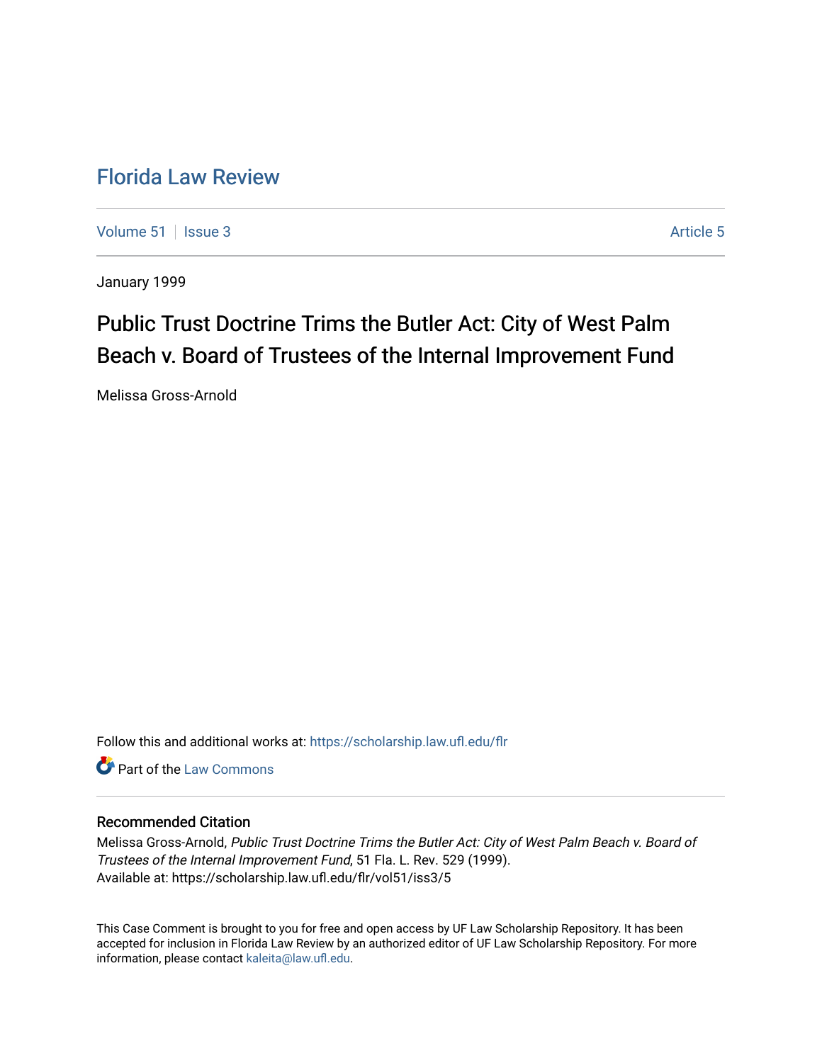# Florida Law Review

Volume 51 | Issue 3 | Article 5

January 1999

## Public Trust Doctrine Trims the Butler Act: City of West Palm Beach v. Board of Trustees of the Internal Improvement Fund

Melissa Gross-Arnold

Follow this and additional works at: https://scholarship.law.ufl.edu/flr

Part of the Law Commons

### Recommended Citation

Melissa Gross-Arnold, *Public Trust Doctrine Trims the Butler Act: City of West Palm Beach v. Board of Trustees of the Internal Improvement Fund*, 51 Fla. L. Rev. 529 (1999).
Available at: https://scholarship.law.ufl.edu/flr/vol51/iss3/5

This Case Comment is brought to you for free and open access by UF Law Scholarship Repository. It has been accepted for inclusion in Florida Law Review by an authorized editor of UF Law Scholarship Repository. For more information, please contact kaleita@law.ufl.edu.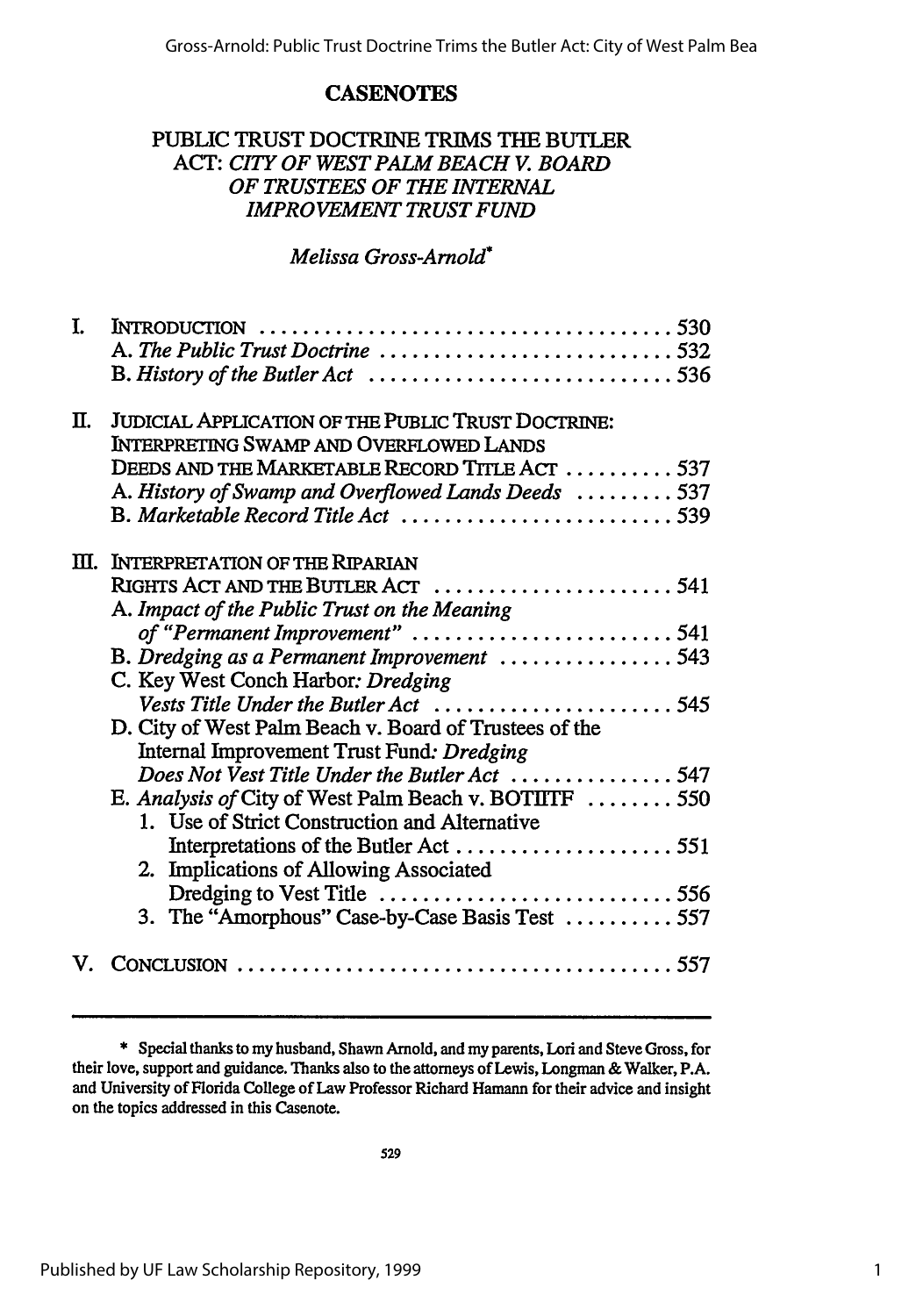## CASENOTES

# PUBLIC TRUST DOCTRINE TRIMS THE BUTLER ACT: *CITY OF WEST PALM BEACH V. BOARD OF TRUSTEES OF THE INTERNAL IMPROVEMENT TRUST FUND*

*Melissa Gross-Arnold*\*

I. INTRODUCTION .......................................... 530
   A. *The Public Trust Doctrine* .......................... 532
   B. *History of the Butler Act* ............................ 536

II. JUDICIAL APPLICATION OF THE PUBLIC TRUST DOCTRINE: INTERPRETING SWAMP AND OVERFLOWED LANDS DEEDS AND THE MARKETABLE RECORD TITLE ACT .......... 537
   A. *History of Swamp and Overflowed Lands Deeds* ......... 537
   B. *Marketable Record Title Act* ......................... 539

III. INTERPRETATION OF THE RIPARIAN RIGHTS ACT AND THE BUTLER ACT ...................... 541
   A. *Impact of the Public Trust on the Meaning of "Permanent Improvement"* ........................ 541
   B. *Dredging as a Permanent Improvement* ................ 543
   C. Key West Conch Harbor: *Dredging Vests Title Under the Butler Act* ...................... 545
   D. City of West Palm Beach v. Board of Trustees of the Internal Improvement Trust Fund: *Dredging Does Not Vest Title Under the Butler Act* ............... 547
   E. *Analysis of* City of West Palm Beach v. BOTIITF ........ 550
      1. Use of Strict Construction and Alternative Interpretations of the Butler Act .................... 551
      2. Implications of Allowing Associated Dredging to Vest Title ........................... 556
      3. The "Amorphous" Case-by-Case Basis Test .......... 557

V. CONCLUSION .......................................... 557

---

\* Special thanks to my husband, Shawn Arnold, and my parents, Lori and Steve Gross, for their love, support and guidance. Thanks also to the attorneys of Lewis, Longman & Walker, P.A. and University of Florida College of Law Professor Richard Hamann for their advice and insight on the topics addressed in this Casenote.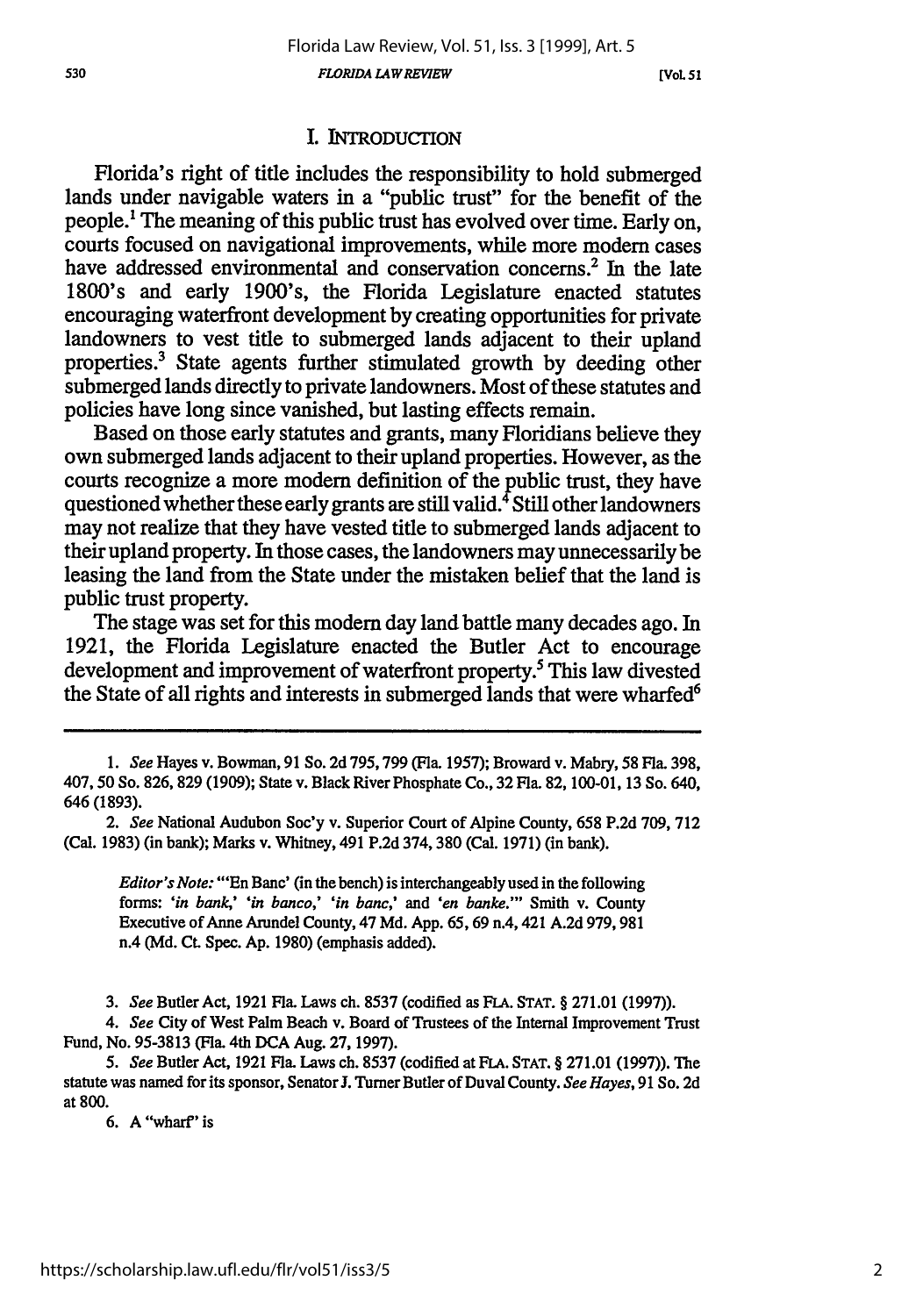## I. INTRODUCTION

Florida's right of title includes the responsibility to hold submerged lands under navigable waters in a "public trust" for the benefit of the people.[1] The meaning of this public trust has evolved over time. Early on, courts focused on navigational improvements, while more modern cases have addressed environmental and conservation concerns.[2] In the late 1800's and early 1900's, the Florida Legislature enacted statutes encouraging waterfront development by creating opportunities for private landowners to vest title to submerged lands adjacent to their upland properties.[3] State agents further stimulated growth by deeding other submerged lands directly to private landowners. Most of these statutes and policies have long since vanished, but lasting effects remain.

Based on those early statutes and grants, many Floridians believe they own submerged lands adjacent to their upland properties. However, as the courts recognize a more modern definition of the public trust, they have questioned whether these early grants are still valid.[4] Still other landowners may not realize that they have vested title to submerged lands adjacent to their upland property. In those cases, the landowners may unnecessarily be leasing the land from the State under the mistaken belief that the land is public trust property.

The stage was set for this modern day land battle many decades ago. In 1921, the Florida Legislature enacted the Butler Act to encourage development and improvement of waterfront property.[5] This law divested the State of all rights and interests in submerged lands that were wharfed[6]

---

1. *See* Hayes v. Bowman, 91 So. 2d 795, 799 (Fla. 1957); Broward v. Mabry, 58 Fla. 398, 407, 50 So. 826, 829 (1909); State v. Black River Phosphate Co., 32 Fla. 82, 100-01, 13 So. 640, 646 (1893).

2. *See* National Audubon Soc'y v. Superior Court of Alpine County, 658 P.2d 709, 712 (Cal. 1983) (in bank); Marks v. Whitney, 491 P.2d 374, 380 (Cal. 1971) (in bank).

> *Editor's Note:* "'En Banc' (in the bench) is interchangeably used in the following forms: *'in bank,' 'in banco,' 'in banc,'* and *'en banke.'*" Smith v. County Executive of Anne Arundel County, 47 Md. App. 65, 69 n.4, 421 A.2d 979, 981 n.4 (Md. Ct. Spec. Ap. 1980) (emphasis added).

3. *See* Butler Act, 1921 Fla. Laws ch. 8537 (codified as FLA. STAT. § 271.01 (1997)).

4. *See* City of West Palm Beach v. Board of Trustees of the Internal Improvement Trust Fund, No. 95-3813 (Fla. 4th DCA Aug. 27, 1997).

5. *See* Butler Act, 1921 Fla. Laws ch. 8537 (codified at FLA. STAT. § 271.01 (1997)). The statute was named for its sponsor, Senator J. Turner Butler of Duval County. *See Hayes*, 91 So. 2d at 800.

6. A "wharf" is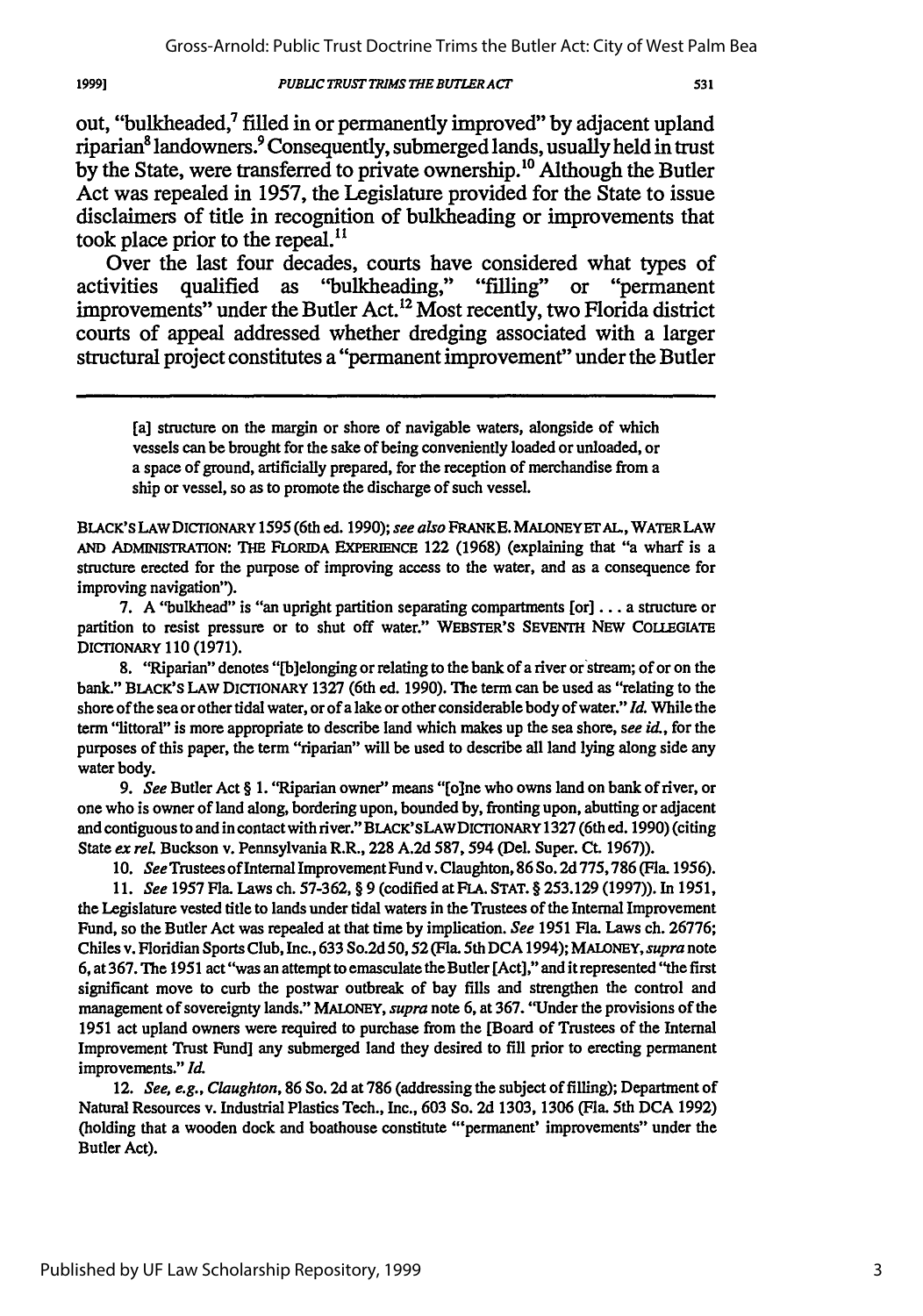out, "bulkheaded,[7] filled in or permanently improved" by adjacent upland riparian[8] landowners.[9] Consequently, submerged lands, usually held in trust by the State, were transferred to private ownership.[10] Although the Butler Act was repealed in 1957, the Legislature provided for the State to issue disclaimers of title in recognition of bulkheading or improvements that took place prior to the repeal.[11]

Over the last four decades, courts have considered what types of activities qualified as "bulkheading," "filling" or "permanent improvements" under the Butler Act.[12] Most recently, two Florida district courts of appeal addressed whether dredging associated with a larger structural project constitutes a "permanent improvement" under the Butler

---

> [a] structure on the margin or shore of navigable waters, alongside of which vessels can be brought for the sake of being conveniently loaded or unloaded, or a space of ground, artificially prepared, for the reception of merchandise from a ship or vessel, so as to promote the discharge of such vessel.

BLACK'S LAW DICTIONARY 1595 (6th ed. 1990); *see also* FRANK E. MALONEY ET AL., WATER LAW AND ADMINISTRATION: THE FLORIDA EXPERIENCE 122 (1968) (explaining that "a wharf is a structure erected for the purpose of improving access to the water, and as a consequence for improving navigation").

7. A "bulkhead" is "an upright partition separating compartments [or] . . . a structure or partition to resist pressure or to shut off water." WEBSTER'S SEVENTH NEW COLLEGIATE DICTIONARY 110 (1971).

8. "Riparian" denotes "[b]elonging or relating to the bank of a river or stream; of or on the bank." BLACK'S LAW DICTIONARY 1327 (6th ed. 1990). The term can be used as "relating to the shore of the sea or other tidal water, or of a lake or other considerable body of water." *Id.* While the term "littoral" is more appropriate to describe land which makes up the sea shore, *see id.*, for the purposes of this paper, the term "riparian" will be used to describe all land lying along side any water body.

9. *See* Butler Act § 1. "Riparian owner" means "[o]ne who owns land on bank of river, or one who is owner of land along, bordering upon, bounded by, fronting upon, abutting or adjacent and contiguous to and in contact with river." BLACK'S LAW DICTIONARY 1327 (6th ed. 1990) (citing State *ex rel.* Buckson v. Pennsylvania R.R., 228 A.2d 587, 594 (Del. Super. Ct. 1967)).

10. *See* Trustees of Internal Improvement Fund v. Claughton, 86 So. 2d 775, 786 (Fla. 1956).

11. *See* 1957 Fla. Laws ch. 57-362, § 9 (codified at FLA. STAT. § 253.129 (1997)). In 1951, the Legislature vested title to lands under tidal waters in the Trustees of the Internal Improvement Fund, so the Butler Act was repealed at that time by implication. *See* 1951 Fla. Laws ch. 26776; Chiles v. Floridian Sports Club, Inc., 633 So.2d 50, 52 (Fla. 5th DCA 1994); MALONEY, *supra* note 6, at 367. The 1951 act "was an attempt to emasculate the Butler [Act]," and it represented "the first significant move to curb the postwar outbreak of bay fills and strengthen the control and management of sovereignty lands." MALONEY, *supra* note 6, at 367. "Under the provisions of the 1951 act upland owners were required to purchase from the [Board of Trustees of the Internal Improvement Trust Fund] any submerged land they desired to fill prior to erecting permanent improvements." *Id.*

12. *See, e.g., Claughton*, 86 So. 2d at 786 (addressing the subject of filling); Department of Natural Resources v. Industrial Plastics Tech., Inc., 603 So. 2d 1303, 1306 (Fla. 5th DCA 1992) (holding that a wooden dock and boathouse constitute "'permanent' improvements" under the Butler Act).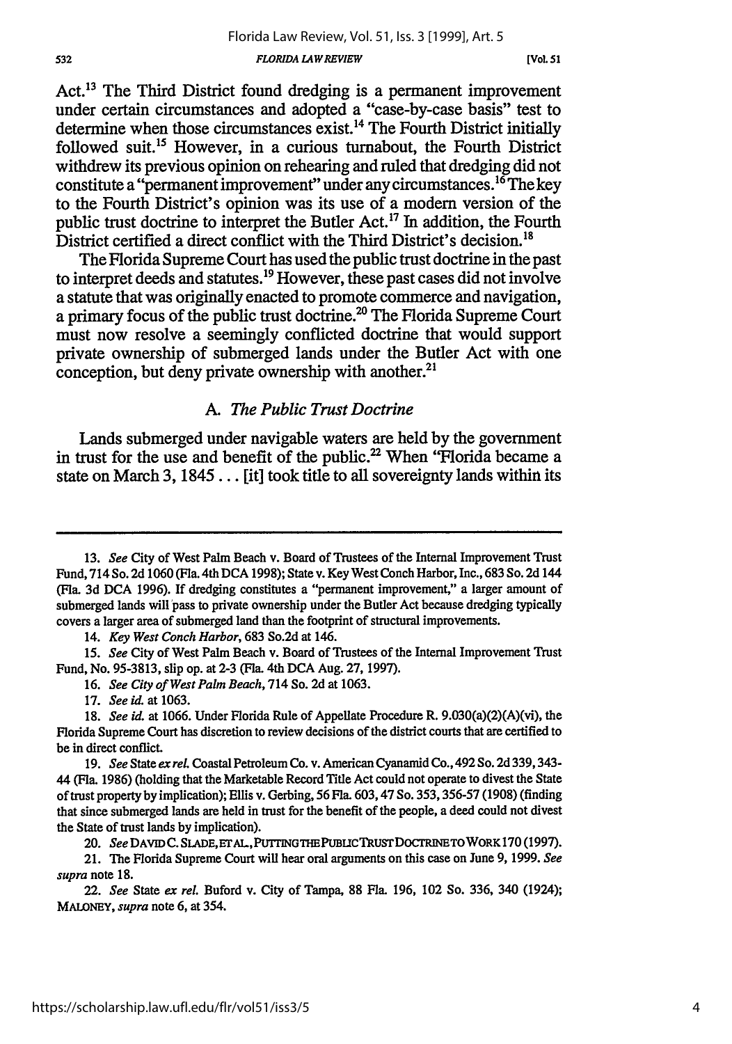Act.[13] The Third District found dredging is a permanent improvement under certain circumstances and adopted a "case-by-case basis" test to determine when those circumstances exist.[14] The Fourth District initially followed suit.[15] However, in a curious turnabout, the Fourth District withdrew its previous opinion on rehearing and ruled that dredging did not constitute a "permanent improvement" under any circumstances.[16] The key to the Fourth District's opinion was its use of a modern version of the public trust doctrine to interpret the Butler Act.[17] In addition, the Fourth District certified a direct conflict with the Third District's decision.[18]

The Florida Supreme Court has used the public trust doctrine in the past to interpret deeds and statutes.[19] However, these past cases did not involve a statute that was originally enacted to promote commerce and navigation, a primary focus of the public trust doctrine.[20] The Florida Supreme Court must now resolve a seemingly conflicted doctrine that would support private ownership of submerged lands under the Butler Act with one conception, but deny private ownership with another.[21]

### A. *The Public Trust Doctrine*

Lands submerged under navigable waters are held by the government in trust for the use and benefit of the public.[22] When "Florida became a state on March 3, 1845 . . . [it] took title to all sovereignty lands within its

---

13. *See* City of West Palm Beach v. Board of Trustees of the Internal Improvement Trust Fund, 714 So. 2d 1060 (Fla. 4th DCA 1998); State v. Key West Conch Harbor, Inc., 683 So. 2d 144 (Fla. 3d DCA 1996). If dredging constitutes a "permanent improvement," a larger amount of submerged lands will pass to private ownership under the Butler Act because dredging typically covers a larger area of submerged land than the footprint of structural improvements.

14. *Key West Conch Harbor*, 683 So.2d at 146.

15. *See* City of West Palm Beach v. Board of Trustees of the Internal Improvement Trust Fund, No. 95-3813, slip op. at 2-3 (Fla. 4th DCA Aug. 27, 1997).

16. *See City of West Palm Beach*, 714 So. 2d at 1063.

17. *See id.* at 1063.

18. *See id.* at 1066. Under Florida Rule of Appellate Procedure R. 9.030(a)(2)(A)(vi), the Florida Supreme Court has discretion to review decisions of the district courts that are certified to be in direct conflict.

19. *See* State *ex rel.* Coastal Petroleum Co. v. American Cyanamid Co., 492 So. 2d 339, 343-44 (Fla. 1986) (holding that the Marketable Record Title Act could not operate to divest the State of trust property by implication); Ellis v. Gerbing, 56 Fla. 603, 47 So. 353, 356-57 (1908) (finding that since submerged lands are held in trust for the benefit of the people, a deed could not divest the State of trust lands by implication).

20. *See* DAVID C. SLADE, ET AL., PUTTING THE PUBLIC TRUST DOCTRINE TO WORK 170 (1997).

21. The Florida Supreme Court will hear oral arguments on this case on June 9, 1999. *See supra* note 18.

22. *See* State *ex rel.* Buford v. City of Tampa, 88 Fla. 196, 102 So. 336, 340 (1924); MALONEY, *supra* note 6, at 354.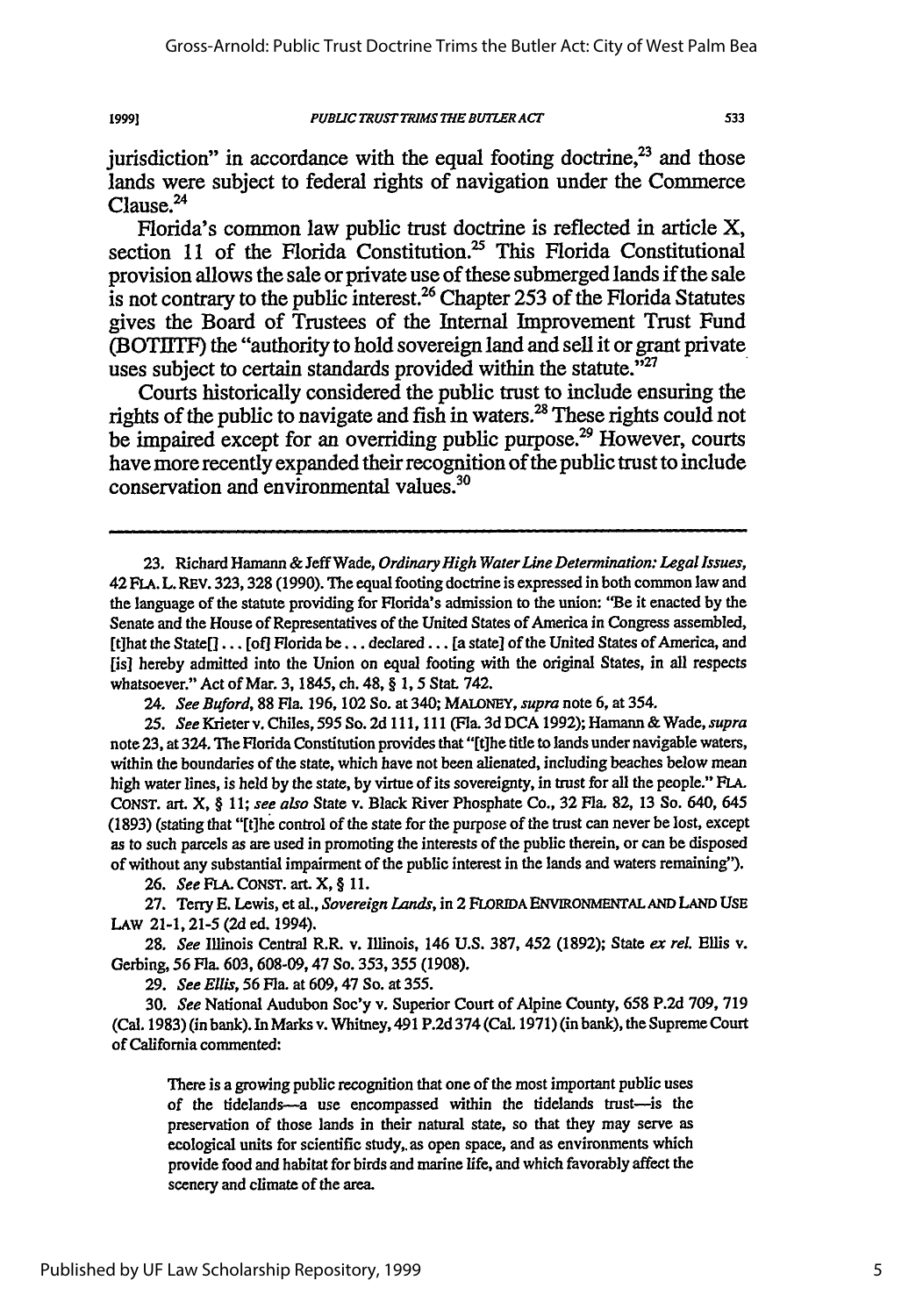jurisdiction" in accordance with the equal footing doctrine,[23] and those lands were subject to federal rights of navigation under the Commerce Clause.[24]

Florida's common law public trust doctrine is reflected in article X, section 11 of the Florida Constitution.[25] This Florida Constitutional provision allows the sale or private use of these submerged lands if the sale is not contrary to the public interest.[26] Chapter 253 of the Florida Statutes gives the Board of Trustees of the Internal Improvement Trust Fund (BOTIITF) the "authority to hold sovereign land and sell it or grant private uses subject to certain standards provided within the statute."[27]

Courts historically considered the public trust to include ensuring the rights of the public to navigate and fish in waters.[28] These rights could not be impaired except for an overriding public purpose.[29] However, courts have more recently expanded their recognition of the public trust to include conservation and environmental values.[30]

---

23. Richard Hamann & Jeff Wade, *Ordinary High Water Line Determination: Legal Issues*, 42 FLA. L. REV. 323, 328 (1990). The equal footing doctrine is expressed in both common law and the language of the statute providing for Florida's admission to the union: "Be it enacted by the Senate and the House of Representatives of the United States of America in Congress assembled, [t]hat the State[] . . . [of] Florida be . . . declared . . . [a state] of the United States of America, and [is] hereby admitted into the Union on equal footing with the original States, in all respects whatsoever." Act of Mar. 3, 1845, ch. 48, § 1, 5 Stat. 742.

24. *See Buford*, 88 Fla. 196, 102 So. at 340; MALONEY, *supra* note 6, at 354.

25. *See* Krieter v. Chiles, 595 So. 2d 111, 111 (Fla. 3d DCA 1992); Hamann & Wade, *supra* note 23, at 324. The Florida Constitution provides that "[t]he title to lands under navigable waters, within the boundaries of the state, which have not been alienated, including beaches below mean high water lines, is held by the state, by virtue of its sovereignty, in trust for all the people." FLA. CONST. art. X, § 11; *see also* State v. Black River Phosphate Co., 32 Fla. 82, 13 So. 640, 645 (1893) (stating that "[t]he control of the state for the purpose of the trust can never be lost, except as to such parcels as are used in promoting the interests of the public therein, or can be disposed of without any substantial impairment of the public interest in the lands and waters remaining").

26. *See* FLA. CONST. art. X, § 11.

27. Terry E. Lewis, et al., *Sovereign Lands*, in 2 FLORIDA ENVIRONMENTAL AND LAND USE LAW 21-1, 21-5 (2d ed. 1994).

28. *See* Illinois Central R.R. v. Illinois, 146 U.S. 387, 452 (1892); State *ex rel.* Ellis v. Gerbing, 56 Fla. 603, 608-09, 47 So. 353, 355 (1908).

29. *See Ellis*, 56 Fla. at 609, 47 So. at 355.

30. *See* National Audubon Soc'y v. Superior Court of Alpine County, 658 P.2d 709, 719 (Cal. 1983) (in bank). In Marks v. Whitney, 491 P.2d 374 (Cal. 1971) (in bank), the Supreme Court of California commented:

> There is a growing public recognition that one of the most important public uses of the tidelands—a use encompassed within the tidelands trust—is the preservation of those lands in their natural state, so that they may serve as ecological units for scientific study, as open space, and as environments which provide food and habitat for birds and marine life, and which favorably affect the scenery and climate of the area.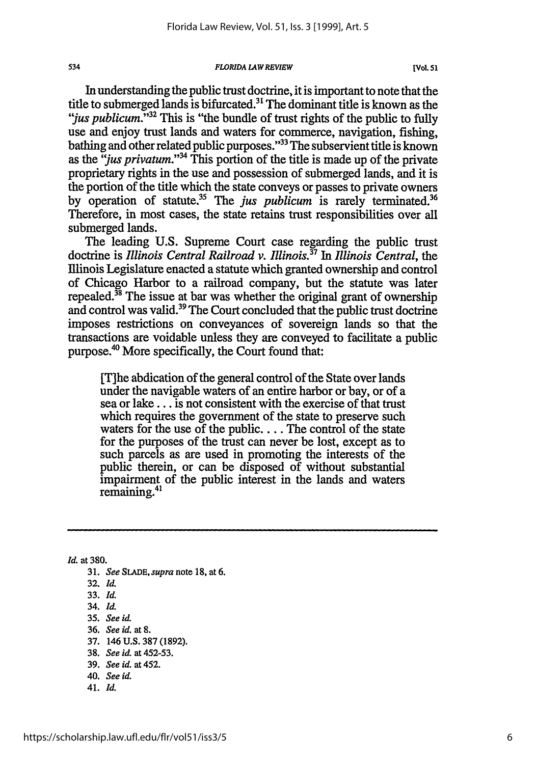In understanding the public trust doctrine, it is important to note that the title to submerged lands is bifurcated.[31] The dominant title is known as the "*jus publicum*."[32] This is "the bundle of trust rights of the public to fully use and enjoy trust lands and waters for commerce, navigation, fishing, bathing and other related public purposes."[33] The subservient title is known as the "*jus privatum*."[34] This portion of the title is made up of the private proprietary rights in the use and possession of submerged lands, and it is the portion of the title which the state conveys or passes to private owners by operation of statute.[35] The *jus publicum* is rarely terminated.[36] Therefore, in most cases, the state retains trust responsibilities over all submerged lands.

The leading U.S. Supreme Court case regarding the public trust doctrine is *Illinois Central Railroad v. Illinois*.[37] In *Illinois Central*, the Illinois Legislature enacted a statute which granted ownership and control of Chicago Harbor to a railroad company, but the statute was later repealed.[38] The issue at bar was whether the original grant of ownership and control was valid.[39] The Court concluded that the public trust doctrine imposes restrictions on conveyances of sovereign lands so that the transactions are voidable unless they are conveyed to facilitate a public purpose.[40] More specifically, the Court found that:

> [T]he abdication of the general control of the State over lands under the navigable waters of an entire harbor or bay, or of a sea or lake . . . is not consistent with the exercise of that trust which requires the government of the state to preserve such waters for the use of the public. . . . The control of the state for the purposes of the trust can never be lost, except as to such parcels as are used in promoting the interests of the public therein, or can be disposed of without substantial impairment of the public interest in the lands and waters remaining.[41]

---

*Id.* at 380.

31. *See* SLADE, *supra* note 18, at 6.
32. *Id.*
33. *Id.*
34. *Id.*
35. *See id.*
36. *See id.* at 8.
37. 146 U.S. 387 (1892).
38. *See id.* at 452-53.
39. *See id.* at 452.
40. *See id.*
41. *Id.*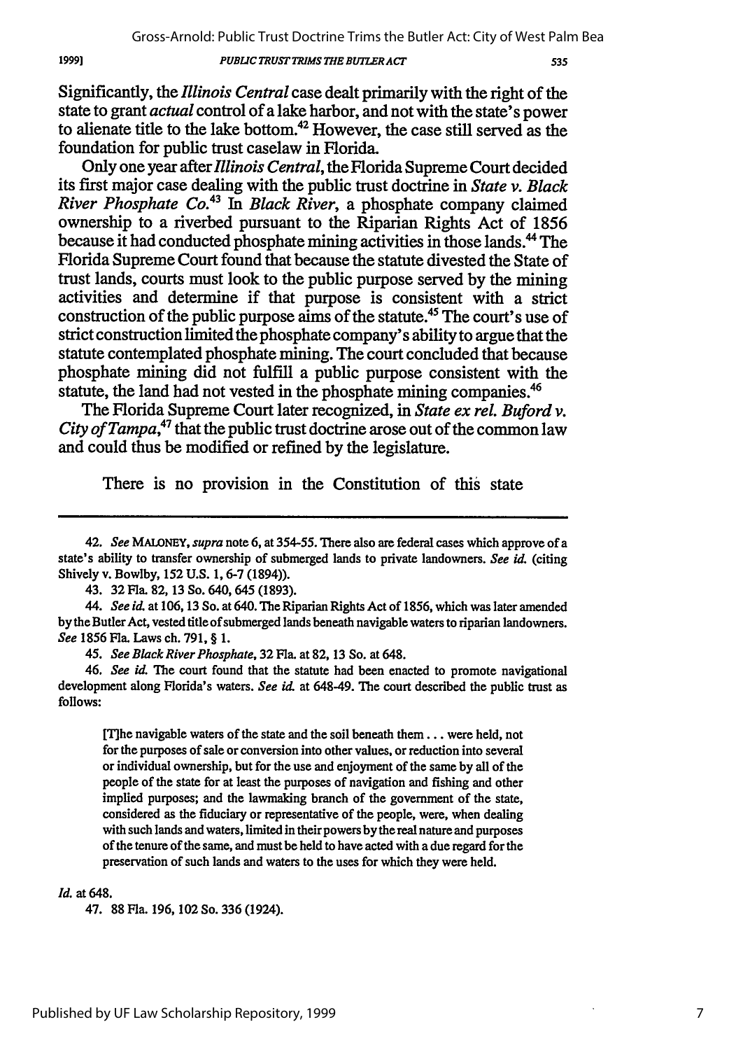Significantly, the *Illinois Central* case dealt primarily with the right of the state to grant *actual* control of a lake harbor, and not with the state's power to alienate title to the lake bottom.[42] However, the case still served as the foundation for public trust caselaw in Florida.

Only one year after *Illinois Central*, the Florida Supreme Court decided its first major case dealing with the public trust doctrine in *State v. Black River Phosphate Co.*[43] In *Black River*, a phosphate company claimed ownership to a riverbed pursuant to the Riparian Rights Act of 1856 because it had conducted phosphate mining activities in those lands.[44] The Florida Supreme Court found that because the statute divested the State of trust lands, courts must look to the public purpose served by the mining activities and determine if that purpose is consistent with a strict construction of the public purpose aims of the statute.[45] The court's use of strict construction limited the phosphate company's ability to argue that the statute contemplated phosphate mining. The court concluded that because phosphate mining did not fulfill a public purpose consistent with the statute, the land had not vested in the phosphate mining companies.[46]

The Florida Supreme Court later recognized, in *State ex rel. Buford v. City of Tampa*,[47] that the public trust doctrine arose out of the common law and could thus be modified or refined by the legislature.

> There is no provision in the Constitution of this state

---

42. *See* MALONEY, *supra* note 6, at 354-55. There also are federal cases which approve of a state's ability to transfer ownership of submerged lands to private landowners. *See id.* (citing Shively v. Bowlby, 152 U.S. 1, 6-7 (1894)).

43. 32 Fla. 82, 13 So. 640, 645 (1893).

44. *See id.* at 106, 13 So. at 640. The Riparian Rights Act of 1856, which was later amended by the Butler Act, vested title of submerged lands beneath navigable waters to riparian landowners. *See* 1856 Fla. Laws ch. 791, § 1.

45. *See Black River Phosphate*, 32 Fla. at 82, 13 So. at 648.

46. *See id.* The court found that the statute had been enacted to promote navigational development along Florida's waters. *See id.* at 648-49. The court described the public trust as follows:

> [T]he navigable waters of the state and the soil beneath them . . . were held, not for the purposes of sale or conversion into other values, or reduction into several or individual ownership, but for the use and enjoyment of the same by all of the people of the state for at least the purposes of navigation and fishing and other implied purposes; and the lawmaking branch of the government of the state, considered as the fiduciary or representative of the people, were, when dealing with such lands and waters, limited in their powers by the real nature and purposes of the tenure of the same, and must be held to have acted with a due regard for the preservation of such lands and waters to the uses for which they were held.

*Id.* at 648.

47. 88 Fla. 196, 102 So. 336 (1924).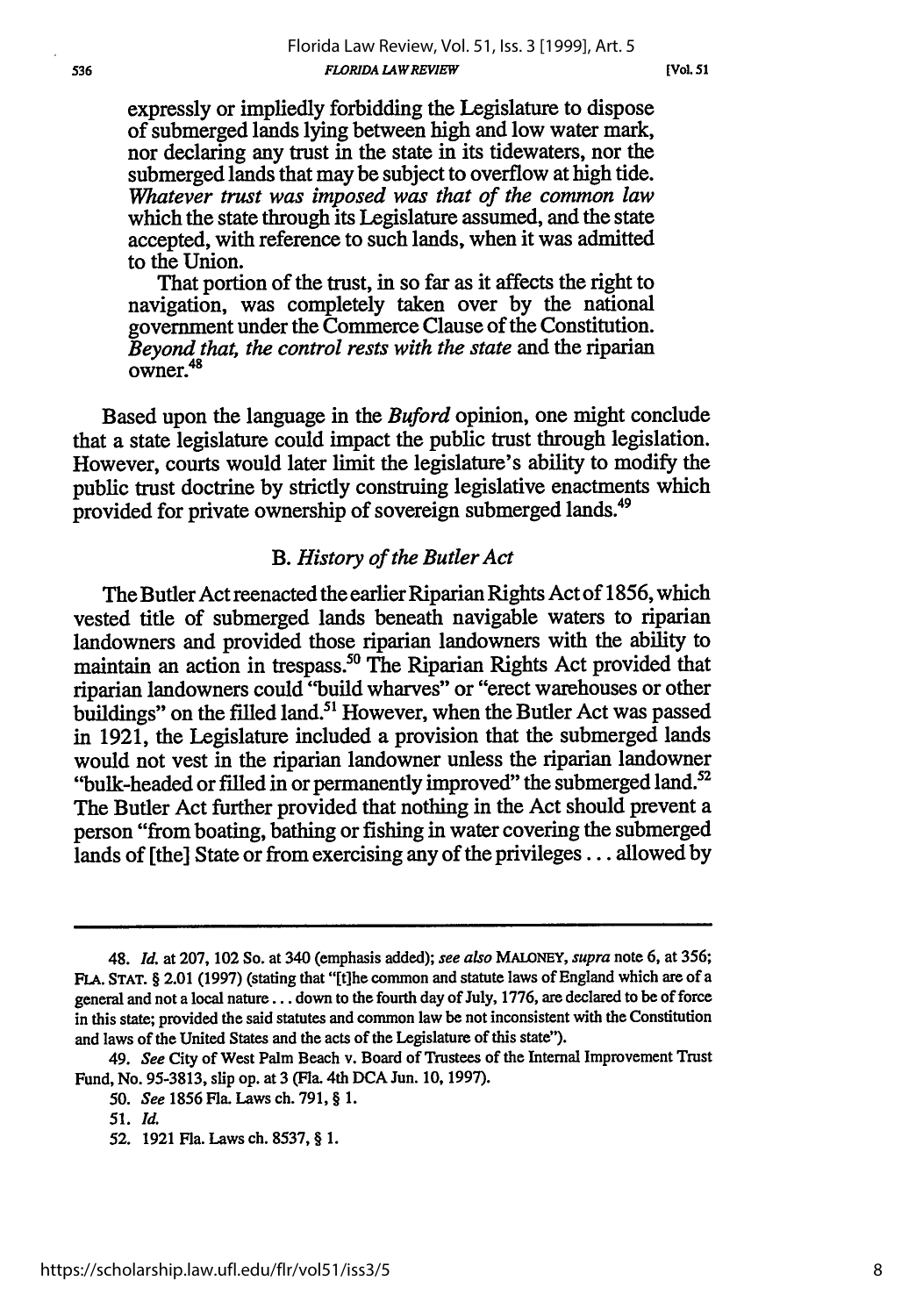> expressly or impliedly forbidding the Legislature to dispose of submerged lands lying between high and low water mark, nor declaring any trust in the state in its tidewaters, nor the submerged lands that may be subject to overflow at high tide. *Whatever trust was imposed was that of the common law* which the state through its Legislature assumed, and the state accepted, with reference to such lands, when it was admitted to the Union.
>
> That portion of the trust, in so far as it affects the right to navigation, was completely taken over by the national government under the Commerce Clause of the Constitution. *Beyond that, the control rests with the state* and the riparian owner.[48]

Based upon the language in the *Buford* opinion, one might conclude that a state legislature could impact the public trust through legislation. However, courts would later limit the legislature's ability to modify the public trust doctrine by strictly construing legislative enactments which provided for private ownership of sovereign submerged lands.[49]

### B. *History of the Butler Act*

The Butler Act reenacted the earlier Riparian Rights Act of 1856, which vested title of submerged lands beneath navigable waters to riparian landowners and provided those riparian landowners with the ability to maintain an action in trespass.[50] The Riparian Rights Act provided that riparian landowners could "build wharves" or "erect warehouses or other buildings" on the filled land.[51] However, when the Butler Act was passed in 1921, the Legislature included a provision that the submerged lands would not vest in the riparian landowner unless the riparian landowner "bulk-headed or filled in or permanently improved" the submerged land.[52] The Butler Act further provided that nothing in the Act should prevent a person "from boating, bathing or fishing in water covering the submerged lands of [the] State or from exercising any of the privileges . . . allowed by

---

48. *Id.* at 207, 102 So. at 340 (emphasis added); *see also* MALONEY, *supra* note 6, at 356; FLA. STAT. § 2.01 (1997) (stating that "[t]he common and statute laws of England which are of a general and not a local nature . . . down to the fourth day of July, 1776, are declared to be of force in this state; provided the said statutes and common law be not inconsistent with the Constitution and laws of the United States and the acts of the Legislature of this state").

49. *See* City of West Palm Beach v. Board of Trustees of the Internal Improvement Trust Fund, No. 95-3813, slip op. at 3 (Fla. 4th DCA Jun. 10, 1997).

50. *See* 1856 Fla. Laws ch. 791, § 1.

51. *Id.*

52. 1921 Fla. Laws ch. 8537, § 1.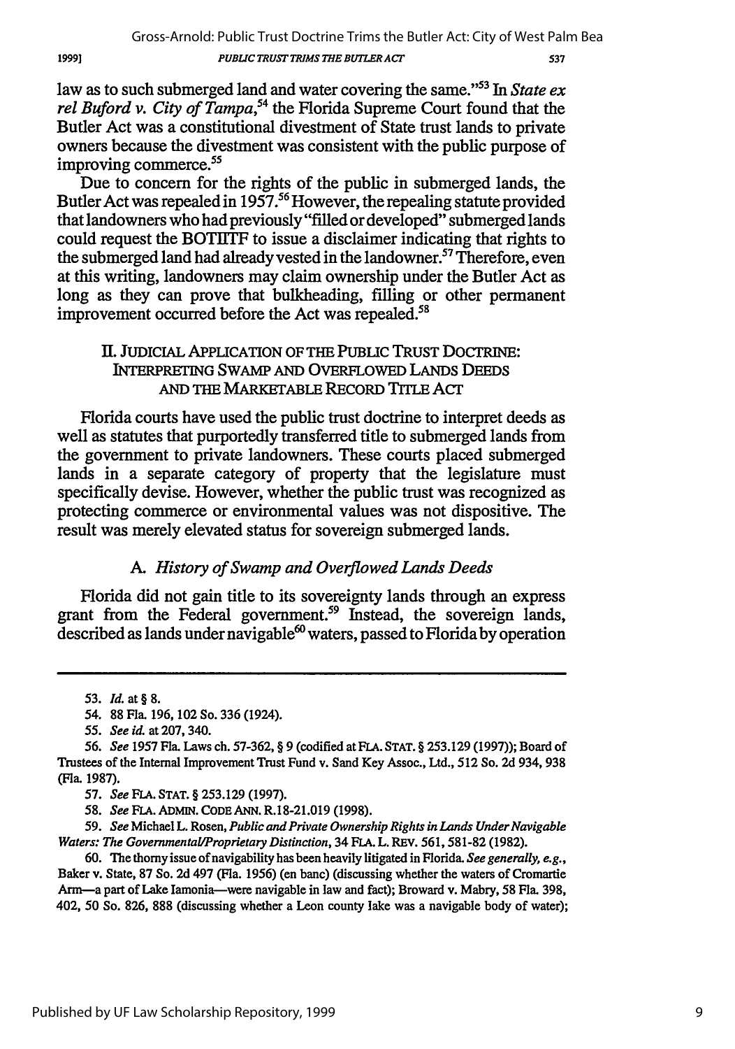law as to such submerged land and water covering the same."[53] In *State ex rel Buford v. City of Tampa*,[54] the Florida Supreme Court found that the Butler Act was a constitutional divestment of State trust lands to private owners because the divestment was consistent with the public purpose of improving commerce.[55]

Due to concern for the rights of the public in submerged lands, the Butler Act was repealed in 1957.[56] However, the repealing statute provided that landowners who had previously "filled or developed" submerged lands could request the BOTIITF to issue a disclaimer indicating that rights to the submerged land had already vested in the landowner.[57] Therefore, even at this writing, landowners may claim ownership under the Butler Act as long as they can prove that bulkheading, filling or other permanent improvement occurred before the Act was repealed.[58]

## II. JUDICIAL APPLICATION OF THE PUBLIC TRUST DOCTRINE: INTERPRETING SWAMP AND OVERFLOWED LANDS DEEDS AND THE MARKETABLE RECORD TITLE ACT

Florida courts have used the public trust doctrine to interpret deeds as well as statutes that purportedly transferred title to submerged lands from the government to private landowners. These courts placed submerged lands in a separate category of property that the legislature must specifically devise. However, whether the public trust was recognized as protecting commerce or environmental values was not dispositive. The result was merely elevated status for sovereign submerged lands.

### A. *History of Swamp and Overflowed Lands Deeds*

Florida did not gain title to its sovereignty lands through an express grant from the Federal government.[59] Instead, the sovereign lands, described as lands under navigable[60] waters, passed to Florida by operation

---

53. *Id.* at § 8.

54. 88 Fla. 196, 102 So. 336 (1924).

55. *See id.* at 207, 340.

56. *See* 1957 Fla. Laws ch. 57-362, § 9 (codified at FLA. STAT. § 253.129 (1997)); Board of Trustees of the Internal Improvement Trust Fund v. Sand Key Assoc., Ltd., 512 So. 2d 934, 938 (Fla. 1987).

57. *See* FLA. STAT. § 253.129 (1997).

58. *See* FLA. ADMIN. CODE ANN. R.18-21.019 (1998).

59. *See* Michael L. Rosen, *Public and Private Ownership Rights in Lands Under Navigable Waters: The Governmental/Proprietary Distinction*, 34 FLA. L. REV. 561, 581-82 (1982).

60. The thorny issue of navigability has been heavily litigated in Florida. *See generally, e.g.,* Baker v. State, 87 So. 2d 497 (Fla. 1956) (en banc) (discussing whether the waters of Cromartie Arm—a part of Lake Iamonia—were navigable in law and fact); Broward v. Mabry, 58 Fla. 398, 402, 50 So. 826, 888 (discussing whether a Leon county lake was a navigable body of water);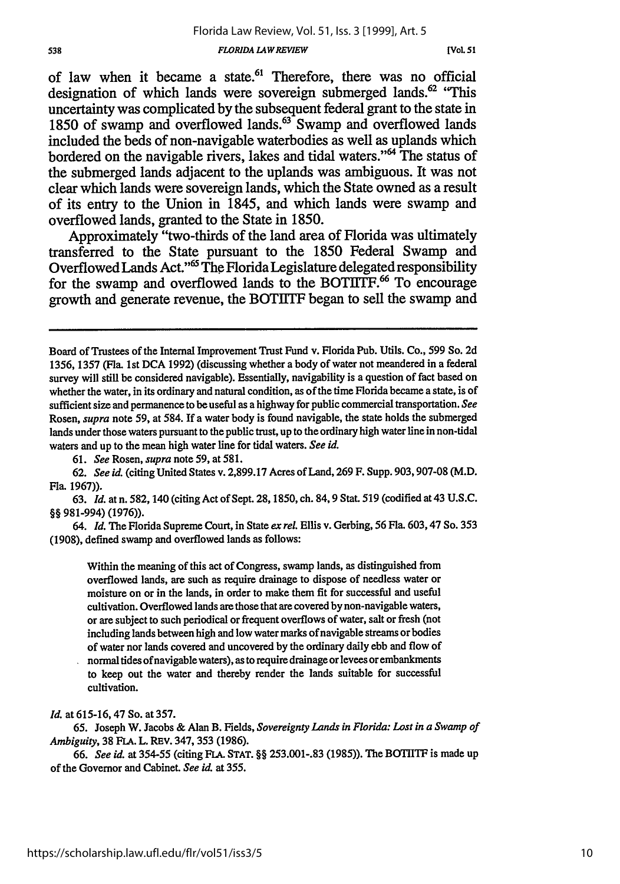of law when it became a state.[61] Therefore, there was no official designation of which lands were sovereign submerged lands.[62] "This uncertainty was complicated by the subsequent federal grant to the state in 1850 of swamp and overflowed lands.[63] Swamp and overflowed lands included the beds of non-navigable waterbodies as well as uplands which bordered on the navigable rivers, lakes and tidal waters."[64] The status of the submerged lands adjacent to the uplands was ambiguous. It was not clear which lands were sovereign lands, which the State owned as a result of its entry to the Union in 1845, and which lands were swamp and overflowed lands, granted to the State in 1850.

Approximately "two-thirds of the land area of Florida was ultimately transferred to the State pursuant to the 1850 Federal Swamp and Overflowed Lands Act."[65] The Florida Legislature delegated responsibility for the swamp and overflowed lands to the BOTIITF.[66] To encourage growth and generate revenue, the BOTIITF began to sell the swamp and

---

Board of Trustees of the Internal Improvement Trust Fund v. Florida Pub. Utils. Co., 599 So. 2d 1356, 1357 (Fla. 1st DCA 1992) (discussing whether a body of water not meandered in a federal survey will still be considered navigable). Essentially, navigability is a question of fact based on whether the water, in its ordinary and natural condition, as of the time Florida became a state, is of sufficient size and permanence to be useful as a highway for public commercial transportation. *See* Rosen, *supra* note 59, at 584. If a water body is found navigable, the state holds the submerged lands under those waters pursuant to the public trust, up to the ordinary high water line in non-tidal waters and up to the mean high water line for tidal waters. *See id.*

61. *See* Rosen, *supra* note 59, at 581.

62. *See id.* (citing United States v. 2,899.17 Acres of Land, 269 F. Supp. 903, 907-08 (M.D. Fla. 1967)).

63. *Id.* at n. 582, 140 (citing Act of Sept. 28, 1850, ch. 84, 9 Stat. 519 (codified at 43 U.S.C. §§ 981-994) (1976)).

64. *Id.* The Florida Supreme Court, in State *ex rel.* Ellis v. Gerbing, 56 Fla. 603, 47 So. 353 (1908), defined swamp and overflowed lands as follows:

> Within the meaning of this act of Congress, swamp lands, as distinguished from overflowed lands, are such as require drainage to dispose of needless water or moisture on or in the lands, in order to make them fit for successful and useful cultivation. Overflowed lands are those that are covered by non-navigable waters, or are subject to such periodical or frequent overflows of water, salt or fresh (not including lands between high and low water marks of navigable streams or bodies of water nor lands covered and uncovered by the ordinary daily ebb and flow of normal tides of navigable waters), as to require drainage or levees or embankments to keep out the water and thereby render the lands suitable for successful cultivation.

*Id.* at 615-16, 47 So. at 357.

65. Joseph W. Jacobs & Alan B. Fields, *Sovereignty Lands in Florida: Lost in a Swamp of Ambiguity*, 38 FLA. L. REV. 347, 353 (1986).

66. *See id.* at 354-55 (citing FLA. STAT. §§ 253.001-.83 (1985)). The BOTIITF is made up of the Governor and Cabinet. *See id.* at 355.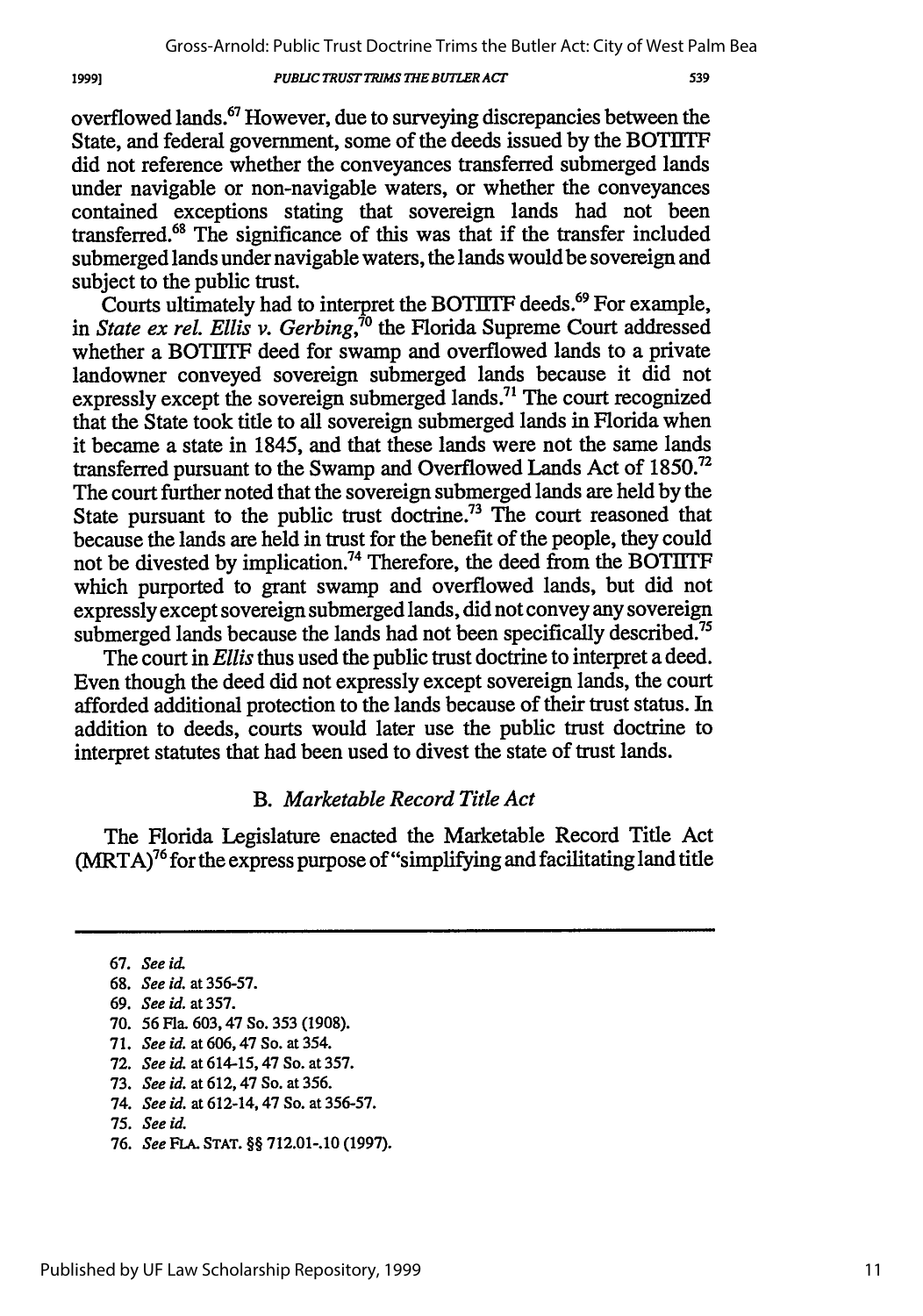overflowed lands.[67] However, due to surveying discrepancies between the State, and federal government, some of the deeds issued by the BOTIITF did not reference whether the conveyances transferred submerged lands under navigable or non-navigable waters, or whether the conveyances contained exceptions stating that sovereign lands had not been transferred.[68] The significance of this was that if the transfer included submerged lands under navigable waters, the lands would be sovereign and subject to the public trust.

Courts ultimately had to interpret the BOTIITF deeds.[69] For example, in *State ex rel. Ellis v. Gerbing*,[70] the Florida Supreme Court addressed whether a BOTIITF deed for swamp and overflowed lands to a private landowner conveyed sovereign submerged lands because it did not expressly except the sovereign submerged lands.[71] The court recognized that the State took title to all sovereign submerged lands in Florida when it became a state in 1845, and that these lands were not the same lands transferred pursuant to the Swamp and Overflowed Lands Act of 1850.[72] The court further noted that the sovereign submerged lands are held by the State pursuant to the public trust doctrine.[73] The court reasoned that because the lands are held in trust for the benefit of the people, they could not be divested by implication.[74] Therefore, the deed from the BOTIITF which purported to grant swamp and overflowed lands, but did not expressly except sovereign submerged lands, did not convey any sovereign submerged lands because the lands had not been specifically described.[75]

The court in *Ellis* thus used the public trust doctrine to interpret a deed. Even though the deed did not expressly except sovereign lands, the court afforded additional protection to the lands because of their trust status. In addition to deeds, courts would later use the public trust doctrine to interpret statutes that had been used to divest the state of trust lands.

### B. *Marketable Record Title Act*

The Florida Legislature enacted the Marketable Record Title Act (MRTA)[76] for the express purpose of "simplifying and facilitating land title

---

67. *See id.*
68. *See id.* at 356-57.
69. *See id.* at 357.
70. 56 Fla. 603, 47 So. 353 (1908).
71. *See id.* at 606, 47 So. at 354.
72. *See id.* at 614-15, 47 So. at 357.
73. *See id.* at 612, 47 So. at 356.
74. *See id.* at 612-14, 47 So. at 356-57.
75. *See id.*
76. *See* FLA. STAT. §§ 712.01-.10 (1997).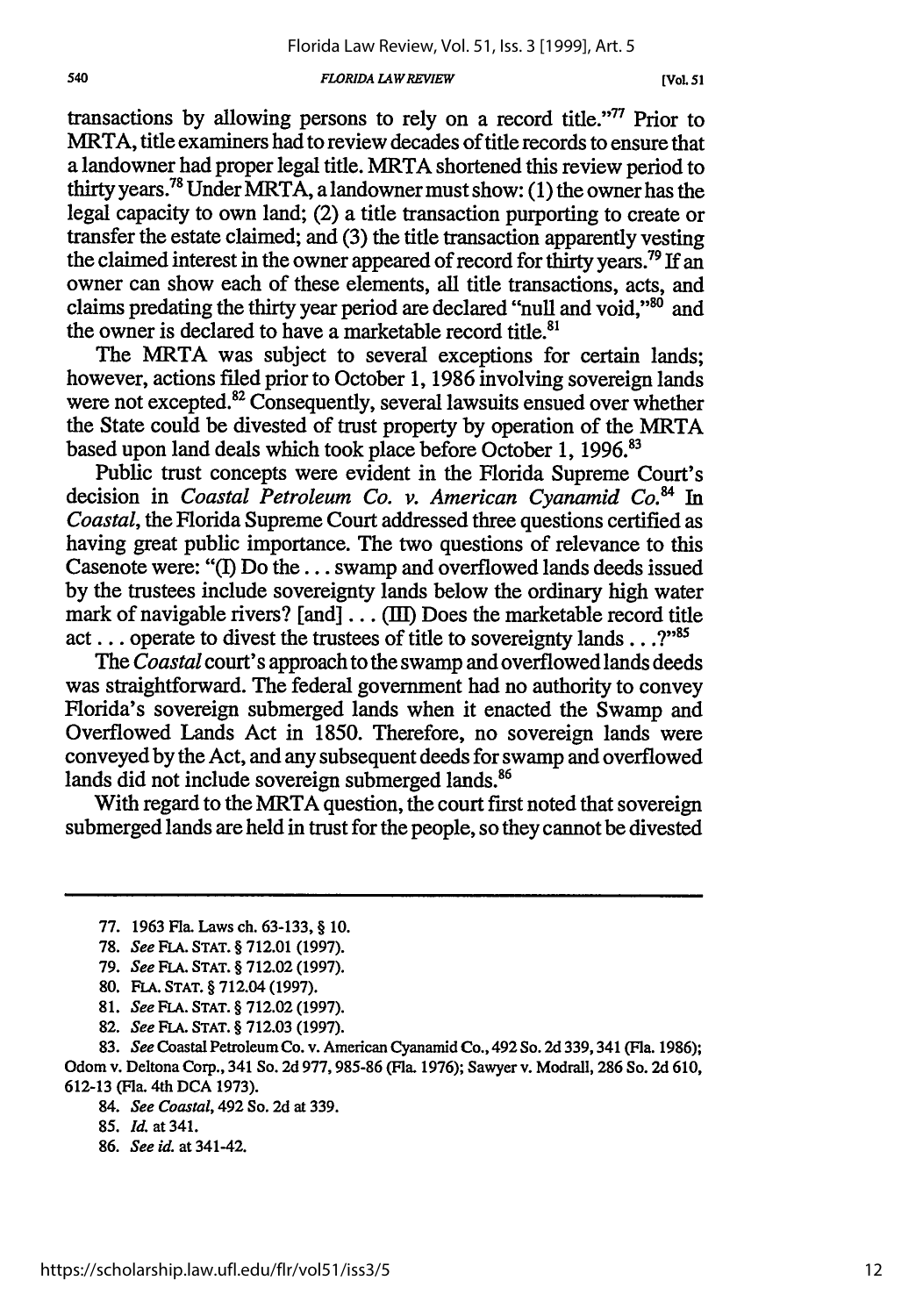transactions by allowing persons to rely on a record title."[77] Prior to MRTA, title examiners had to review decades of title records to ensure that a landowner had proper legal title. MRTA shortened this review period to thirty years.[78] Under MRTA, a landowner must show: (1) the owner has the legal capacity to own land; (2) a title transaction purporting to create or transfer the estate claimed; and (3) the title transaction apparently vesting the claimed interest in the owner appeared of record for thirty years.[79] If an owner can show each of these elements, all title transactions, acts, and claims predating the thirty year period are declared "null and void,"[80] and the owner is declared to have a marketable record title.[81]

The MRTA was subject to several exceptions for certain lands; however, actions filed prior to October 1, 1986 involving sovereign lands were not excepted.[82] Consequently, several lawsuits ensued over whether the State could be divested of trust property by operation of the MRTA based upon land deals which took place before October 1, 1996.[83]

Public trust concepts were evident in the Florida Supreme Court's decision in *Coastal Petroleum Co. v. American Cyanamid Co.*[84] In *Coastal*, the Florida Supreme Court addressed three questions certified as having great public importance. The two questions of relevance to this Casenote were: "(I) Do the . . . swamp and overflowed lands deeds issued by the trustees include sovereignty lands below the ordinary high water mark of navigable rivers? [and] . . . (III) Does the marketable record title act . . . operate to divest the trustees of title to sovereignty lands . . . ?"[85]

The *Coastal* court's approach to the swamp and overflowed lands deeds was straightforward. The federal government had no authority to convey Florida's sovereign submerged lands when it enacted the Swamp and Overflowed Lands Act in 1850. Therefore, no sovereign lands were conveyed by the Act, and any subsequent deeds for swamp and overflowed lands did not include sovereign submerged lands.[86]

With regard to the MRTA question, the court first noted that sovereign submerged lands are held in trust for the people, so they cannot be divested

---

77. 1963 Fla. Laws ch. 63-133, § 10.

78. *See* FLA. STAT. § 712.01 (1997).

79. *See* FLA. STAT. § 712.02 (1997).

80. FLA. STAT. § 712.04 (1997).

81. *See* FLA. STAT. § 712.02 (1997).

82. *See* FLA. STAT. § 712.03 (1997).

83. *See* Coastal Petroleum Co. v. American Cyanamid Co., 492 So. 2d 339, 341 (Fla. 1986); Odom v. Deltona Corp., 341 So. 2d 977, 985-86 (Fla. 1976); Sawyer v. Modrall, 286 So. 2d 610, 612-13 (Fla. 4th DCA 1973).

84. *See Coastal*, 492 So. 2d at 339.

85. *Id.* at 341.

86. *See id.* at 341-42.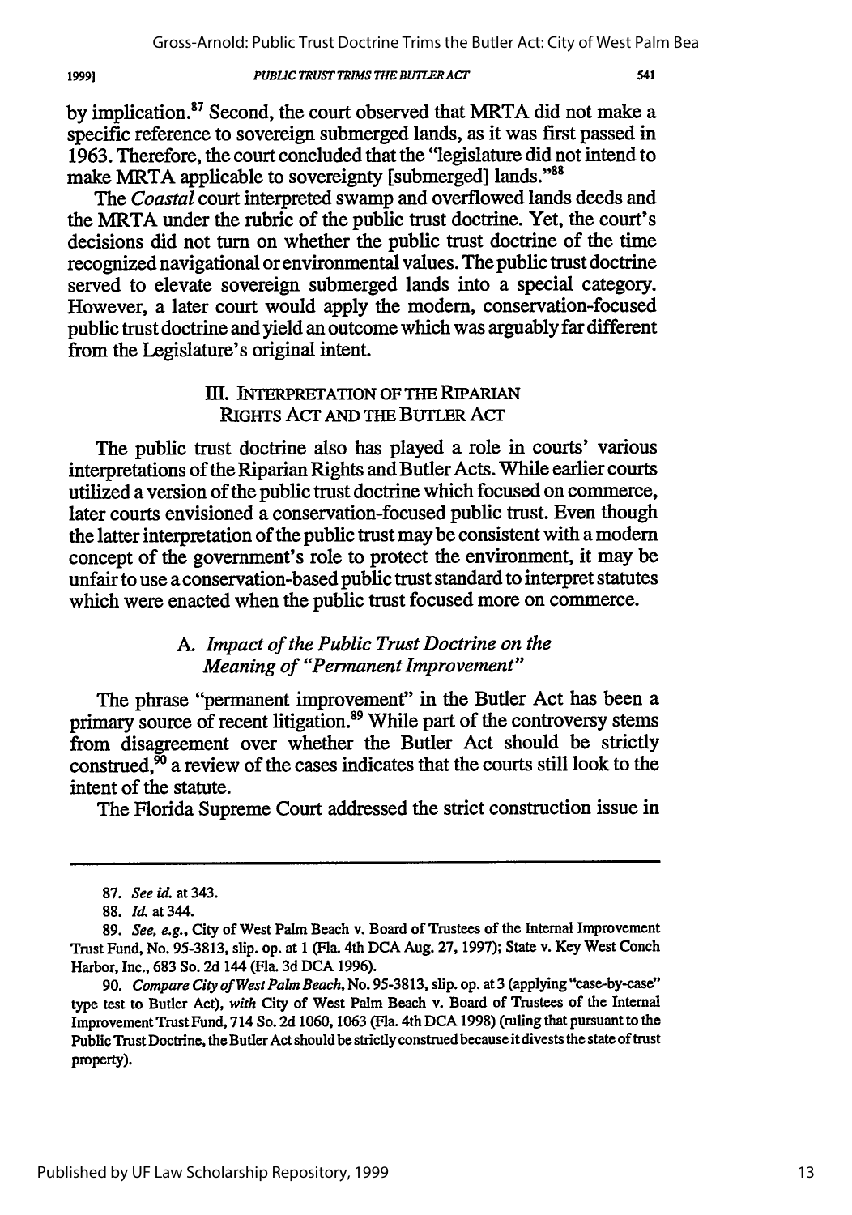by implication.[87] Second, the court observed that MRTA did not make a specific reference to sovereign submerged lands, as it was first passed in 1963. Therefore, the court concluded that the "legislature did not intend to make MRTA applicable to sovereignty [submerged] lands."[88]

The *Coastal* court interpreted swamp and overflowed lands deeds and the MRTA under the rubric of the public trust doctrine. Yet, the court's decisions did not turn on whether the public trust doctrine of the time recognized navigational or environmental values. The public trust doctrine served to elevate sovereign submerged lands into a special category. However, a later court would apply the modern, conservation-focused public trust doctrine and yield an outcome which was arguably far different from the Legislature's original intent.

## III. INTERPRETATION OF THE RIPARIAN RIGHTS ACT AND THE BUTLER ACT

The public trust doctrine also has played a role in courts' various interpretations of the Riparian Rights and Butler Acts. While earlier courts utilized a version of the public trust doctrine which focused on commerce, later courts envisioned a conservation-focused public trust. Even though the latter interpretation of the public trust may be consistent with a modern concept of the government's role to protect the environment, it may be unfair to use a conservation-based public trust standard to interpret statutes which were enacted when the public trust focused more on commerce.

### A. *Impact of the Public Trust Doctrine on the Meaning of "Permanent Improvement"*

The phrase "permanent improvement" in the Butler Act has been a primary source of recent litigation.[89] While part of the controversy stems from disagreement over whether the Butler Act should be strictly construed,[90] a review of the cases indicates that the courts still look to the intent of the statute.

The Florida Supreme Court addressed the strict construction issue in

---

87. *See id.* at 343.

88. *Id.* at 344.

89. *See, e.g.*, City of West Palm Beach v. Board of Trustees of the Internal Improvement Trust Fund, No. 95-3813, slip. op. at 1 (Fla. 4th DCA Aug. 27, 1997); State v. Key West Conch Harbor, Inc., 683 So. 2d 144 (Fla. 3d DCA 1996).

90. *Compare City of West Palm Beach*, No. 95-3813, slip. op. at 3 (applying "case-by-case" type test to Butler Act), *with* City of West Palm Beach v. Board of Trustees of the Internal Improvement Trust Fund, 714 So. 2d 1060, 1063 (Fla. 4th DCA 1998) (ruling that pursuant to the Public Trust Doctrine, the Butler Act should be strictly construed because it divests the state of trust property).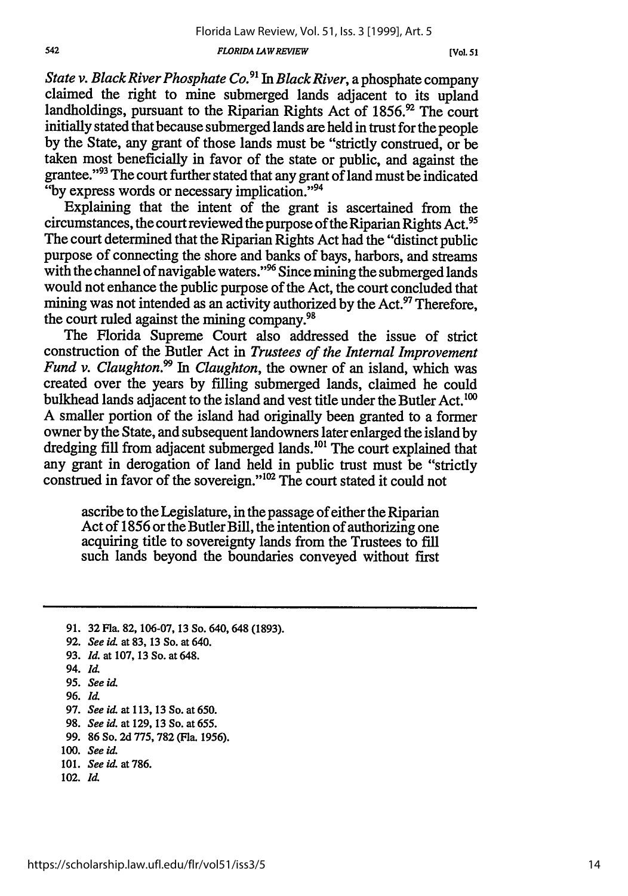*State v. Black River Phosphate Co.*[91] In *Black River*, a phosphate company claimed the right to mine submerged lands adjacent to its upland landholdings, pursuant to the Riparian Rights Act of 1856.[92] The court initially stated that because submerged lands are held in trust for the people by the State, any grant of those lands must be "strictly construed, or be taken most beneficially in favor of the state or public, and against the grantee."[93] The court further stated that any grant of land must be indicated "by express words or necessary implication."[94]

Explaining that the intent of the grant is ascertained from the circumstances, the court reviewed the purpose of the Riparian Rights Act.[95] The court determined that the Riparian Rights Act had the "distinct public purpose of connecting the shore and banks of bays, harbors, and streams with the channel of navigable waters."[96] Since mining the submerged lands would not enhance the public purpose of the Act, the court concluded that mining was not intended as an activity authorized by the Act.[97] Therefore, the court ruled against the mining company.[98]

The Florida Supreme Court also addressed the issue of strict construction of the Butler Act in *Trustees of the Internal Improvement Fund v. Claughton*.[99] In *Claughton*, the owner of an island, which was created over the years by filling submerged lands, claimed he could bulkhead lands adjacent to the island and vest title under the Butler Act.[100] A smaller portion of the island had originally been granted to a former owner by the State, and subsequent landowners later enlarged the island by dredging fill from adjacent submerged lands.[101] The court explained that any grant in derogation of land held in public trust must be "strictly construed in favor of the sovereign."[102] The court stated it could not

> ascribe to the Legislature, in the passage of either the Riparian Act of 1856 or the Butler Bill, the intention of authorizing one acquiring title to sovereignty lands from the Trustees to fill such lands beyond the boundaries conveyed without first

---

91. 32 Fla. 82, 106-07, 13 So. 640, 648 (1893).
92. *See id.* at 83, 13 So. at 640.
93. *Id.* at 107, 13 So. at 648.
94. *Id.*
95. *See id.*
96. *Id.*
97. *See id.* at 113, 13 So. at 650.
98. *See id.* at 129, 13 So. at 655.
99. 86 So. 2d 775, 782 (Fla. 1956).
100. *See id.*
101. *See id.* at 786.
102. *Id.*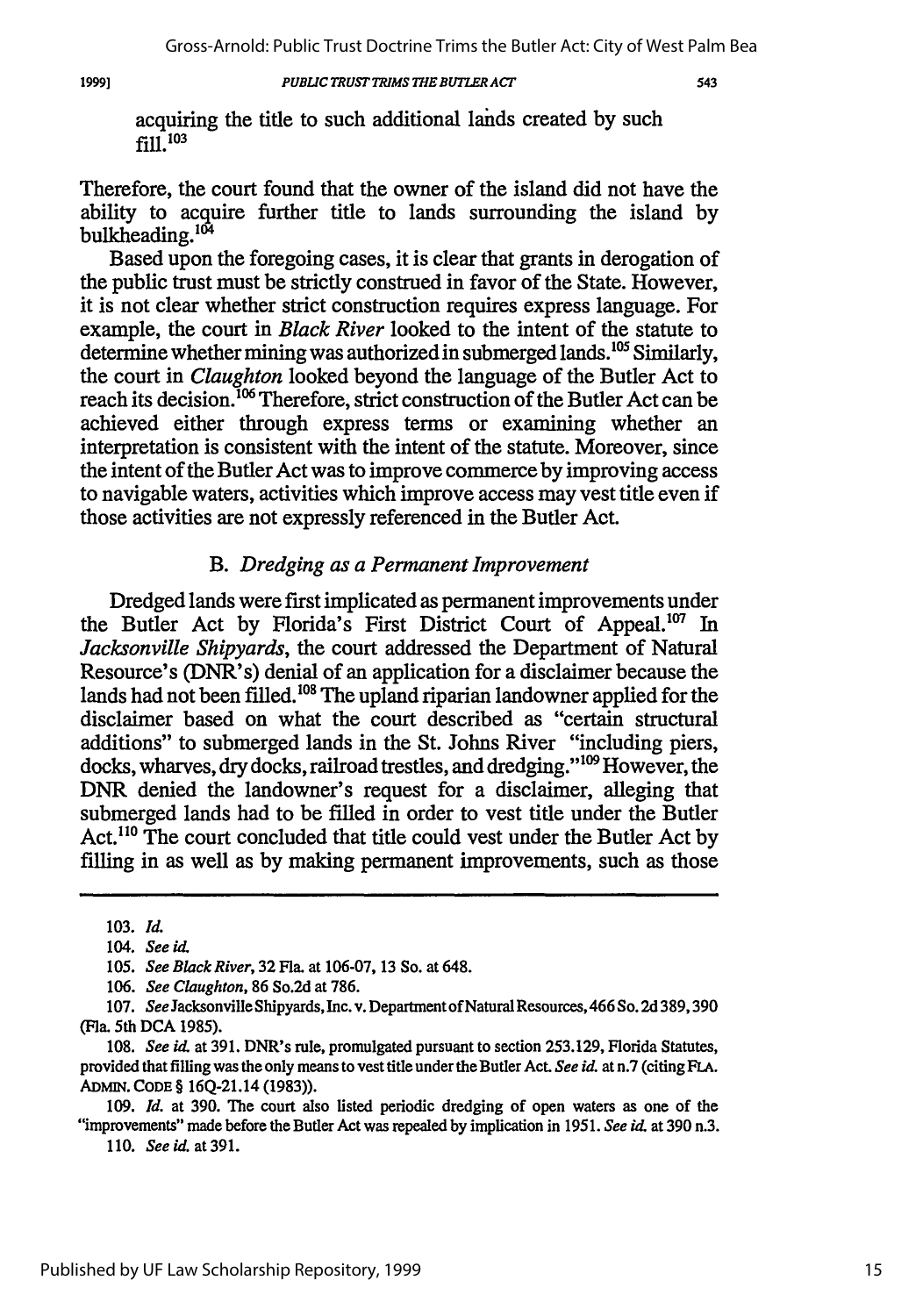acquiring the title to such additional lands created by such fill.[103]

Therefore, the court found that the owner of the island did not have the ability to acquire further title to lands surrounding the island by bulkheading.[104]

Based upon the foregoing cases, it is clear that grants in derogation of the public trust must be strictly construed in favor of the State. However, it is not clear whether strict construction requires express language. For example, the court in *Black River* looked to the intent of the statute to determine whether mining was authorized in submerged lands.[105] Similarly, the court in *Claughton* looked beyond the language of the Butler Act to reach its decision.[106] Therefore, strict construction of the Butler Act can be achieved either through express terms or examining whether an interpretation is consistent with the intent of the statute. Moreover, since the intent of the Butler Act was to improve commerce by improving access to navigable waters, activities which improve access may vest title even if those activities are not expressly referenced in the Butler Act.

### B. *Dredging as a Permanent Improvement*

Dredged lands were first implicated as permanent improvements under the Butler Act by Florida's First District Court of Appeal.[107] In *Jacksonville Shipyards*, the court addressed the Department of Natural Resource's (DNR's) denial of an application for a disclaimer because the lands had not been filled.[108] The upland riparian landowner applied for the disclaimer based on what the court described as "certain structural additions" to submerged lands in the St. Johns River "including piers, docks, wharves, dry docks, railroad trestles, and dredging."[109] However, the DNR denied the landowner's request for a disclaimer, alleging that submerged lands had to be filled in order to vest title under the Butler Act.[110] The court concluded that title could vest under the Butler Act by filling in as well as by making permanent improvements, such as those

---

103. *Id.*

104. *See id.*

105. *See Black River*, 32 Fla. at 106-07, 13 So. at 648.

106. *See Claughton*, 86 So.2d at 786.

107. *See* Jacksonville Shipyards, Inc. v. Department of Natural Resources, 466 So. 2d 389, 390 (Fla. 5th DCA 1985).

108. *See id.* at 391. DNR's rule, promulgated pursuant to section 253.129, Florida Statutes, provided that filling was the only means to vest title under the Butler Act. *See id.* at n.7 (citing FLA. ADMIN. CODE § 16Q-21.14 (1983)).

109. *Id.* at 390. The court also listed periodic dredging of open waters as one of the "improvements" made before the Butler Act was repealed by implication in 1951. *See id.* at 390 n.3.

110. *See id.* at 391.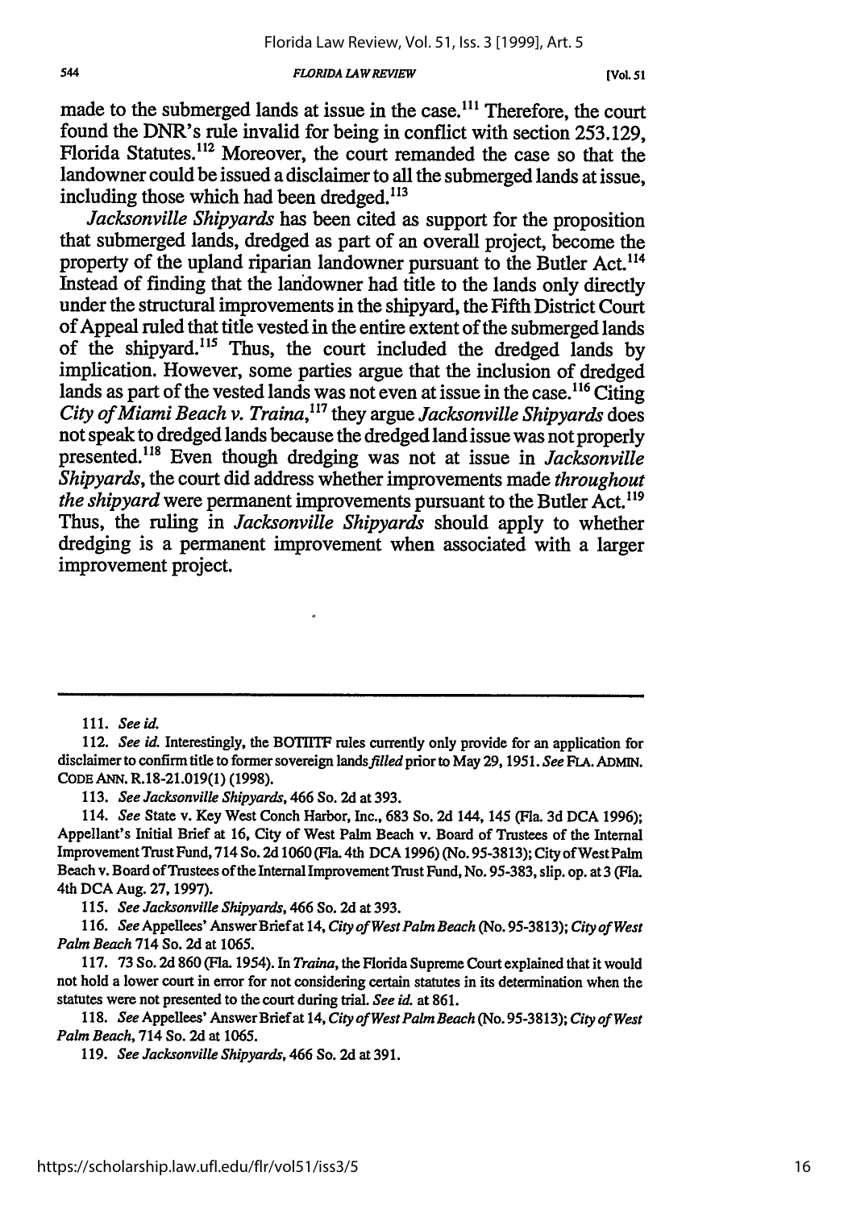made to the submerged lands at issue in the case.[111] Therefore, the court found the DNR's rule invalid for being in conflict with section 253.129, Florida Statutes.[112] Moreover, the court remanded the case so that the landowner could be issued a disclaimer to all the submerged lands at issue, including those which had been dredged.[113]

*Jacksonville Shipyards* has been cited as support for the proposition that submerged lands, dredged as part of an overall project, become the property of the upland riparian landowner pursuant to the Butler Act.[114] Instead of finding that the landowner had title to the lands only directly under the structural improvements in the shipyard, the Fifth District Court of Appeal ruled that title vested in the entire extent of the submerged lands of the shipyard.[115] Thus, the court included the dredged lands by implication. However, some parties argue that the inclusion of dredged lands as part of the vested lands was not even at issue in the case.[116] Citing *City of Miami Beach v. Traina*,[117] they argue *Jacksonville Shipyards* does not speak to dredged lands because the dredged land issue was not properly presented.[118] Even though dredging was not at issue in *Jacksonville Shipyards*, the court did address whether improvements made *throughout the shipyard* were permanent improvements pursuant to the Butler Act.[119] Thus, the ruling in *Jacksonville Shipyards* should apply to whether dredging is a permanent improvement when associated with a larger improvement project.

---

111. *See id.*

112. *See id.* Interestingly, the BOTIITF rules currently only provide for an application for disclaimer to confirm title to former sovereign lands *filled* prior to May 29, 1951. *See* FLA. ADMIN. CODE ANN. R.18-21.019(1) (1998).

113. *See Jacksonville Shipyards*, 466 So. 2d at 393.

114. *See* State v. Key West Conch Harbor, Inc., 683 So. 2d 144, 145 (Fla. 3d DCA 1996); Appellant's Initial Brief at 16, City of West Palm Beach v. Board of Trustees of the Internal Improvement Trust Fund, 714 So. 2d 1060 (Fla. 4th DCA 1996) (No. 95-3813); City of West Palm Beach v. Board of Trustees of the Internal Improvement Trust Fund, No. 95-383, slip. op. at 3 (Fla. 4th DCA Aug. 27, 1997).

115. *See Jacksonville Shipyards*, 466 So. 2d at 393.

116. *See* Appellees' Answer Brief at 14, *City of West Palm Beach* (No. 95-3813); *City of West Palm Beach* 714 So. 2d at 1065.

117. 73 So. 2d 860 (Fla. 1954). In *Traina*, the Florida Supreme Court explained that it would not hold a lower court in error for not considering certain statutes in its determination when the statutes were not presented to the court during trial. *See id.* at 861.

118. *See* Appellees' Answer Brief at 14, *City of West Palm Beach* (No. 95-3813); *City of West Palm Beach*, 714 So. 2d at 1065.

119. *See Jacksonville Shipyards*, 466 So. 2d at 391.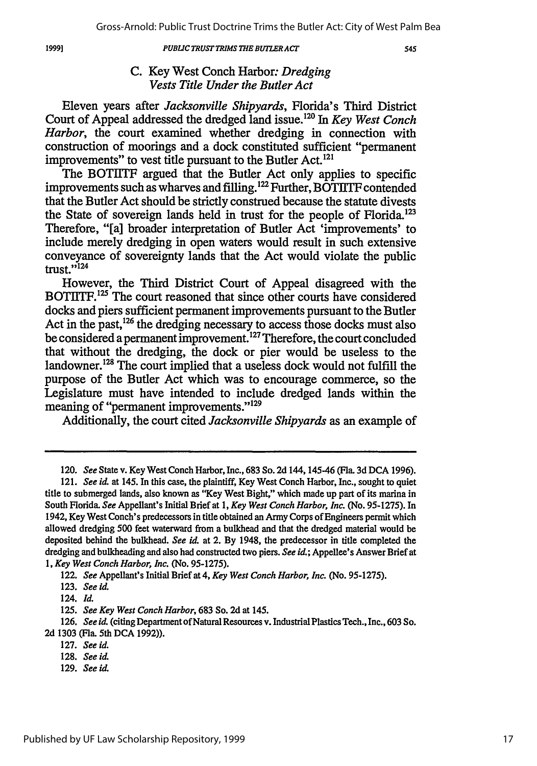### C. Key West Conch Harbor: *Dredging Vests Title Under the Butler Act*

Eleven years after *Jacksonville Shipyards*, Florida's Third District Court of Appeal addressed the dredged land issue.[120] In *Key West Conch Harbor*, the court examined whether dredging in connection with construction of moorings and a dock constituted sufficient "permanent improvements" to vest title pursuant to the Butler Act.[121]

The BOTIITF argued that the Butler Act only applies to specific improvements such as wharves and filling.[122] Further, BOTIITF contended that the Butler Act should be strictly construed because the statute divests the State of sovereign lands held in trust for the people of Florida.[123] Therefore, "[a] broader interpretation of Butler Act 'improvements' to include merely dredging in open waters would result in such extensive conveyance of sovereignty lands that the Act would violate the public trust."[124]

However, the Third District Court of Appeal disagreed with the BOTIITF.[125] The court reasoned that since other courts have considered docks and piers sufficient permanent improvements pursuant to the Butler Act in the past,[126] the dredging necessary to access those docks must also be considered a permanent improvement.[127] Therefore, the court concluded that without the dredging, the dock or pier would be useless to the landowner.[128] The court implied that a useless dock would not fulfill the purpose of the Butler Act which was to encourage commerce, so the Legislature must have intended to include dredged lands within the meaning of "permanent improvements."[129]

Additionally, the court cited *Jacksonville Shipyards* as an example of

---

120. *See* State v. Key West Conch Harbor, Inc., 683 So. 2d 144, 145-46 (Fla. 3d DCA 1996).

121. *See id.* at 145. In this case, the plaintiff, Key West Conch Harbor, Inc., sought to quiet title to submerged lands, also known as "Key West Bight," which made up part of its marina in South Florida. *See* Appellant's Initial Brief at 1, *Key West Conch Harbor, Inc.* (No. 95-1275). In 1942, Key West Conch's predecessors in title obtained an Army Corps of Engineers permit which allowed dredging 500 feet waterward from a bulkhead and that the dredged material would be deposited behind the bulkhead. *See id.* at 2. By 1948, the predecessor in title completed the dredging and bulkheading and also had constructed two piers. *See id.*; Appellee's Answer Brief at 1, *Key West Conch Harbor, Inc.* (No. 95-1275).

122. *See* Appellant's Initial Brief at 4, *Key West Conch Harbor, Inc.* (No. 95-1275).

123. *See id.*

124. *Id.*

125. *See Key West Conch Harbor*, 683 So. 2d at 145.

126. *See id.* (citing Department of Natural Resources v. Industrial Plastics Tech., Inc., 603 So. 2d 1303 (Fla. 5th DCA 1992)).

127. *See id.*

128. *See id.*

129. *See id.*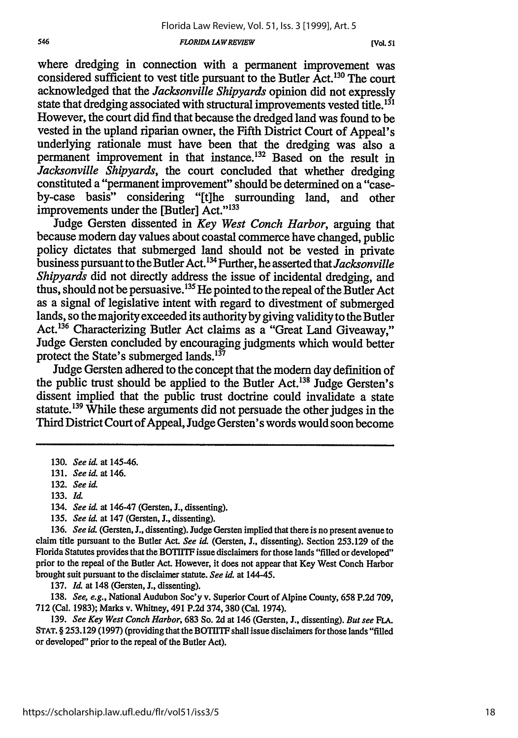where dredging in connection with a permanent improvement was considered sufficient to vest title pursuant to the Butler Act.[130] The court acknowledged that the *Jacksonville Shipyards* opinion did not expressly state that dredging associated with structural improvements vested title.[131] However, the court did find that because the dredged land was found to be vested in the upland riparian owner, the Fifth District Court of Appeal's underlying rationale must have been that the dredging was also a permanent improvement in that instance.[132] Based on the result in *Jacksonville Shipyards*, the court concluded that whether dredging constituted a "permanent improvement" should be determined on a "case-by-case basis" considering "[t]he surrounding land, and other improvements under the [Butler] Act."[133]

Judge Gersten dissented in *Key West Conch Harbor*, arguing that because modern day values about coastal commerce have changed, public policy dictates that submerged land should not be vested in private business pursuant to the Butler Act.[134] Further, he asserted that *Jacksonville Shipyards* did not directly address the issue of incidental dredging, and thus, should not be persuasive.[135] He pointed to the repeal of the Butler Act as a signal of legislative intent with regard to divestment of submerged lands, so the majority exceeded its authority by giving validity to the Butler Act.[136] Characterizing Butler Act claims as a "Great Land Giveaway," Judge Gersten concluded by encouraging judgments which would better protect the State's submerged lands.[137]

Judge Gersten adhered to the concept that the modern day definition of the public trust should be applied to the Butler Act.[138] Judge Gersten's dissent implied that the public trust doctrine could invalidate a state statute.[139] While these arguments did not persuade the other judges in the Third District Court of Appeal, Judge Gersten's words would soon become

130. *See id.* at 145-46.

131. *See id.* at 146.

132. *See id.*

133. *Id.*

134. *See id.* at 146-47 (Gersten, J., dissenting).

135. *See id.* at 147 (Gersten, J., dissenting).

136. *See id.* (Gersten, J., dissenting). Judge Gersten implied that there is no present avenue to claim title pursuant to the Butler Act. *See id.* (Gersten, J., dissenting). Section 253.129 of the Florida Statutes provides that the BOTIITF issue disclaimers for those lands "filled or developed" prior to the repeal of the Butler Act. However, it does not appear that Key West Conch Harbor brought suit pursuant to the disclaimer statute. *See id.* at 144-45.

137. *Id.* at 148 (Gersten, J., dissenting).

138. *See, e.g.*, National Audubon Soc'y v. Superior Court of Alpine County, 658 P.2d 709, 712 (Cal. 1983); Marks v. Whitney, 491 P.2d 374, 380 (Cal. 1974).

139. *See Key West Conch Harbor*, 683 So. 2d at 146 (Gersten, J., dissenting). *But see* FLA. STAT. § 253.129 (1997) (providing that the BOTIITF shall issue disclaimers for those lands "filled or developed" prior to the repeal of the Butler Act).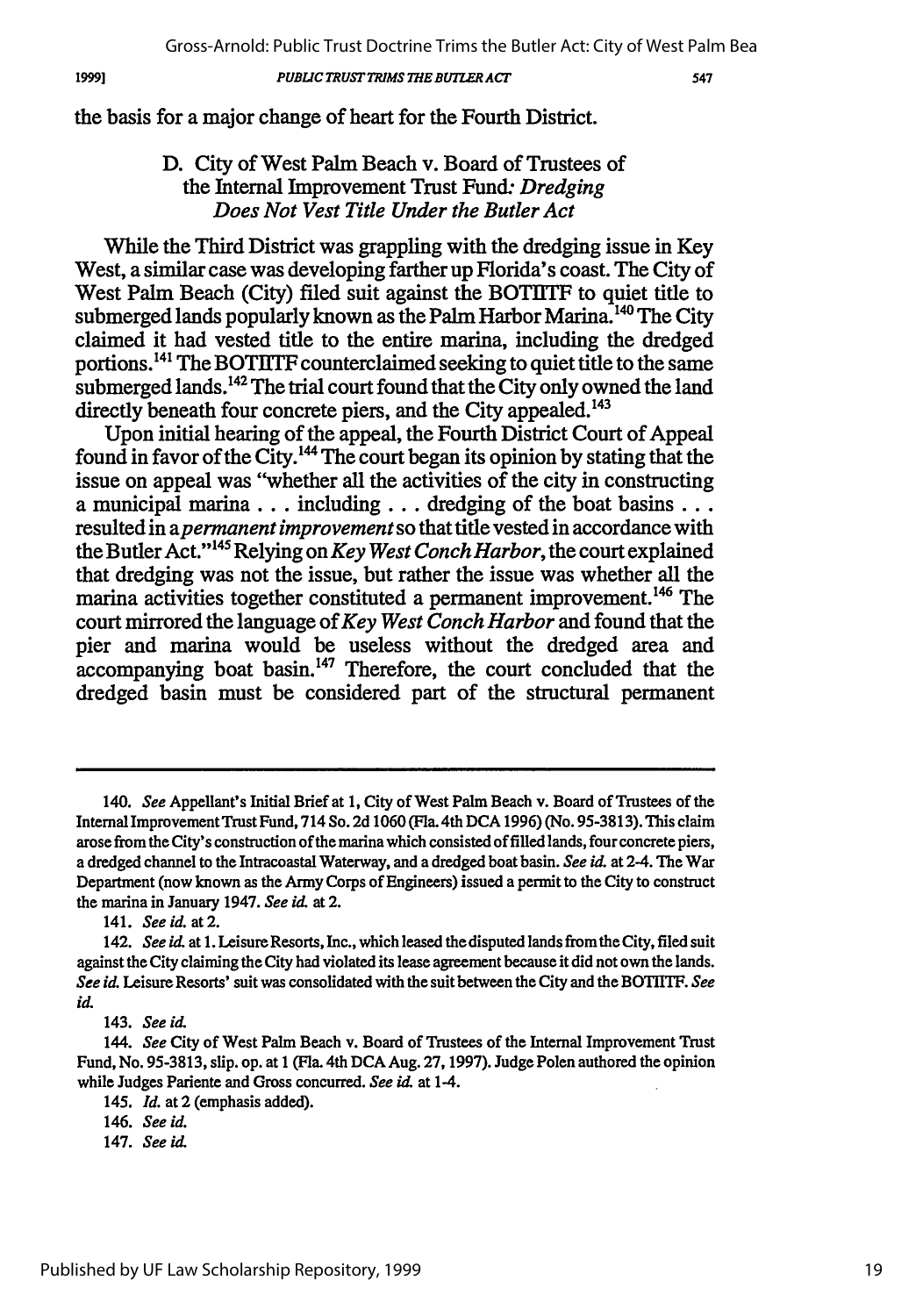the basis for a major change of heart for the Fourth District.

### D. City of West Palm Beach v. Board of Trustees of the Internal Improvement Trust Fund: *Dredging Does Not Vest Title Under the Butler Act*

While the Third District was grappling with the dredging issue in Key West, a similar case was developing farther up Florida's coast. The City of West Palm Beach (City) filed suit against the BOTIITF to quiet title to submerged lands popularly known as the Palm Harbor Marina.[140] The City claimed it had vested title to the entire marina, including the dredged portions.[141] The BOTIITF counterclaimed seeking to quiet title to the same submerged lands.[142] The trial court found that the City only owned the land directly beneath four concrete piers, and the City appealed.[143]

Upon initial hearing of the appeal, the Fourth District Court of Appeal found in favor of the City.[144] The court began its opinion by stating that the issue on appeal was "whether all the activities of the city in constructing a municipal marina . . . including . . . dredging of the boat basins . . . resulted in a *permanent improvement* so that title vested in accordance with the Butler Act."[145] Relying on *Key West Conch Harbor*, the court explained that dredging was not the issue, but rather the issue was whether all the marina activities together constituted a permanent improvement.[146] The court mirrored the language of *Key West Conch Harbor* and found that the pier and marina would be useless without the dredged area and accompanying boat basin.[147] Therefore, the court concluded that the dredged basin must be considered part of the structural permanent

---

140. *See* Appellant's Initial Brief at 1, City of West Palm Beach v. Board of Trustees of the Internal Improvement Trust Fund, 714 So. 2d 1060 (Fla. 4th DCA 1996) (No. 95-3813). This claim arose from the City's construction of the marina which consisted of filled lands, four concrete piers, a dredged channel to the Intracoastal Waterway, and a dredged boat basin. *See id.* at 2-4. The War Department (now known as the Army Corps of Engineers) issued a permit to the City to construct the marina in January 1947. *See id.* at 2.

141. *See id.* at 2.

142. *See id.* at 1. Leisure Resorts, Inc., which leased the disputed lands from the City, filed suit against the City claiming the City had violated its lease agreement because it did not own the lands. *See id.* Leisure Resorts' suit was consolidated with the suit between the City and the BOTIITF. *See id.*

143. *See id.*

144. *See* City of West Palm Beach v. Board of Trustees of the Internal Improvement Trust Fund, No. 95-3813, slip. op. at 1 (Fla. 4th DCA Aug. 27, 1997). Judge Polen authored the opinion while Judges Pariente and Gross concurred. *See id.* at 1-4.

145. *Id.* at 2 (emphasis added).

146. *See id.*

147. *See id.*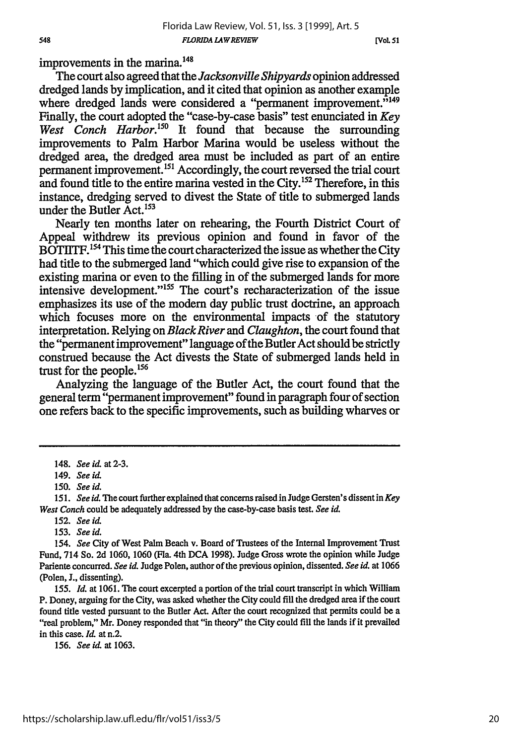improvements in the marina.[148]

The court also agreed that the *Jacksonville Shipyards* opinion addressed dredged lands by implication, and it cited that opinion as another example where dredged lands were considered a "permanent improvement."[149] Finally, the court adopted the "case-by-case basis" test enunciated in *Key West Conch Harbor*.[150] It found that because the surrounding improvements to Palm Harbor Marina would be useless without the dredged area, the dredged area must be included as part of an entire permanent improvement.[151] Accordingly, the court reversed the trial court and found title to the entire marina vested in the City.[152] Therefore, in this instance, dredging served to divest the State of title to submerged lands under the Butler Act.[153]

Nearly ten months later on rehearing, the Fourth District Court of Appeal withdrew its previous opinion and found in favor of the BOTIITF.[154] This time the court characterized the issue as whether the City had title to the submerged land "which could give rise to expansion of the existing marina or even to the filling in of the submerged lands for more intensive development."[155] The court's recharacterization of the issue emphasizes its use of the modern day public trust doctrine, an approach which focuses more on the environmental impacts of the statutory interpretation. Relying on *Black River* and *Claughton*, the court found that the "permanent improvement" language of the Butler Act should be strictly construed because the Act divests the State of submerged lands held in trust for the people.[156]

Analyzing the language of the Butler Act, the court found that the general term "permanent improvement" found in paragraph four of section one refers back to the specific improvements, such as building wharves or

---

148. *See id.* at 2-3.

149. *See id.*

150. *See id.*

151. *See id.* The court further explained that concerns raised in Judge Gersten's dissent in *Key West Conch* could be adequately addressed by the case-by-case basis test. *See id.*

152. *See id.*

153. *See id.*

154. *See* City of West Palm Beach v. Board of Trustees of the Internal Improvement Trust Fund, 714 So. 2d 1060, 1060 (Fla. 4th DCA 1998). Judge Gross wrote the opinion while Judge Pariente concurred. *See id.* Judge Polen, author of the previous opinion, dissented. *See id.* at 1066 (Polen, J., dissenting).

155. *Id.* at 1061. The court excerpted a portion of the trial court transcript in which William P. Doney, arguing for the City, was asked whether the City could fill the dredged area if the court found title vested pursuant to the Butler Act. After the court recognized that permits could be a "real problem," Mr. Doney responded that "in theory" the City could fill the lands if it prevailed in this case. *Id.* at n.2.

156. *See id.* at 1063.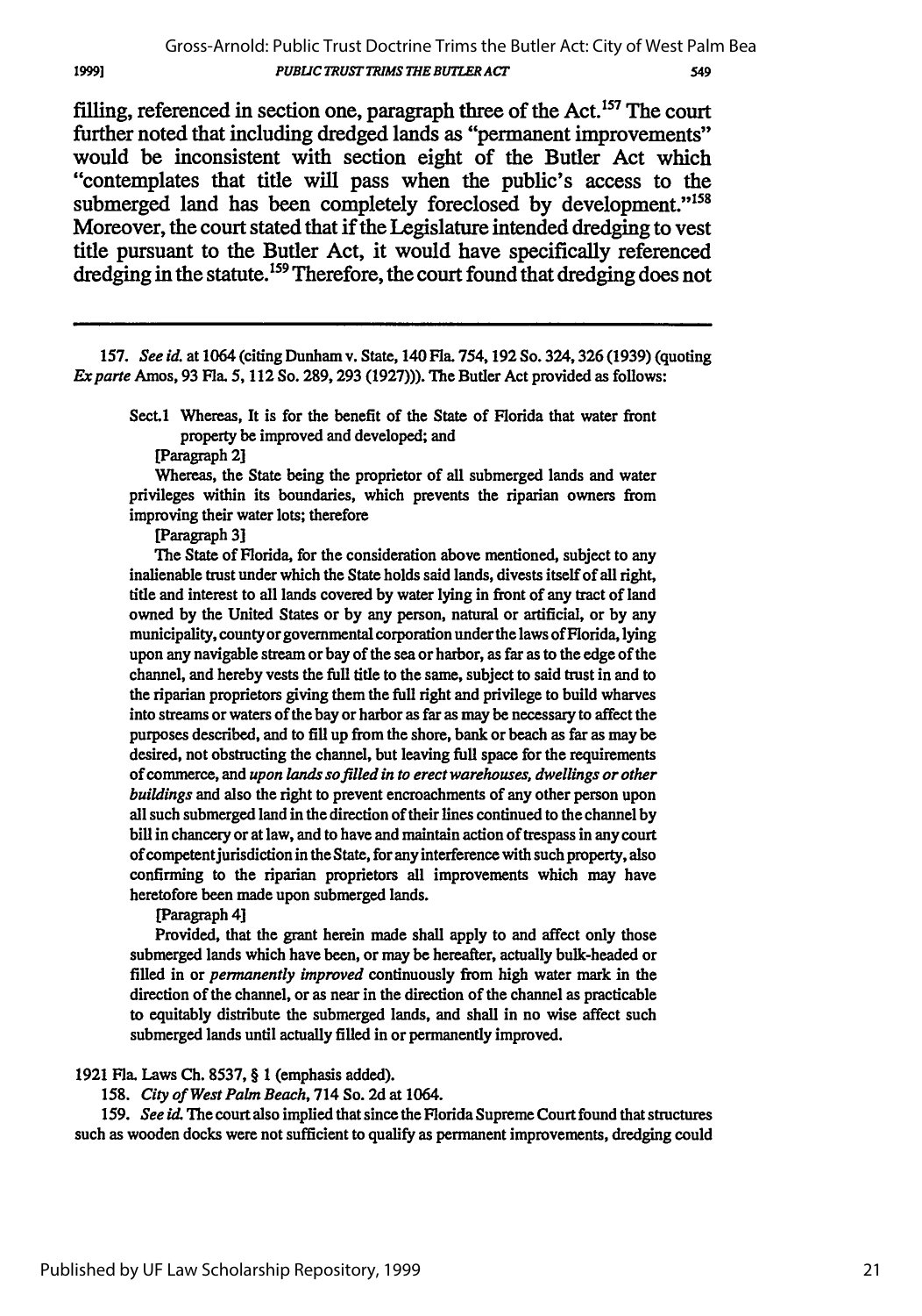filling, referenced in section one, paragraph three of the Act.[157] The court further noted that including dredged lands as "permanent improvements" would be inconsistent with section eight of the Butler Act which "contemplates that title will pass when the public's access to the submerged land has been completely foreclosed by development."[158] Moreover, the court stated that if the Legislature intended dredging to vest title pursuant to the Butler Act, it would have specifically referenced dredging in the statute.[159] Therefore, the court found that dredging does not

---

157. *See id.* at 1064 (citing Dunham v. State, 140 Fla. 754, 192 So. 324, 326 (1939) (quoting *Ex parte* Amos, 93 Fla. 5, 112 So. 289, 293 (1927))). The Butler Act provided as follows:

> Sect.1 Whereas, It is for the benefit of the State of Florida that water front property be improved and developed; and
>
> [Paragraph 2]
>
> Whereas, the State being the proprietor of all submerged lands and water privileges within its boundaries, which prevents the riparian owners from improving their water lots; therefore
>
> [Paragraph 3]
>
> The State of Florida, for the consideration above mentioned, subject to any inalienable trust under which the State holds said lands, divests itself of all right, title and interest to all lands covered by water lying in front of any tract of land owned by the United States or by any person, natural or artificial, or by any municipality, county or governmental corporation under the laws of Florida, lying upon any navigable stream or bay of the sea or harbor, as far as to the edge of the channel, and hereby vests the full title to the same, subject to said trust in and to the riparian proprietors giving them the full right and privilege to build wharves into streams or waters of the bay or harbor as far as may be necessary to affect the purposes described, and to fill up from the shore, bank or beach as far as may be desired, not obstructing the channel, but leaving full space for the requirements of commerce, and *upon lands so filled in to erect warehouses, dwellings or other buildings* and also the right to prevent encroachments of any other person upon all such submerged land in the direction of their lines continued to the channel by bill in chancery or at law, and to have and maintain action of trespass in any court of competent jurisdiction in the State, for any interference with such property, also confirming to the riparian proprietors all improvements which may have heretofore been made upon submerged lands.
>
> [Paragraph 4]
>
> Provided, that the grant herein made shall apply to and affect only those submerged lands which have been, or may be hereafter, actually bulk-headed or filled in or *permanently improved* continuously from high water mark in the direction of the channel, or as near in the direction of the channel as practicable to equitably distribute the submerged lands, and shall in no wise affect such submerged lands until actually filled in or permanently improved.

1921 Fla. Laws Ch. 8537, § 1 (emphasis added).

158. *City of West Palm Beach*, 714 So. 2d at 1064.

159. *See id.* The court also implied that since the Florida Supreme Court found that structures such as wooden docks were not sufficient to qualify as permanent improvements, dredging could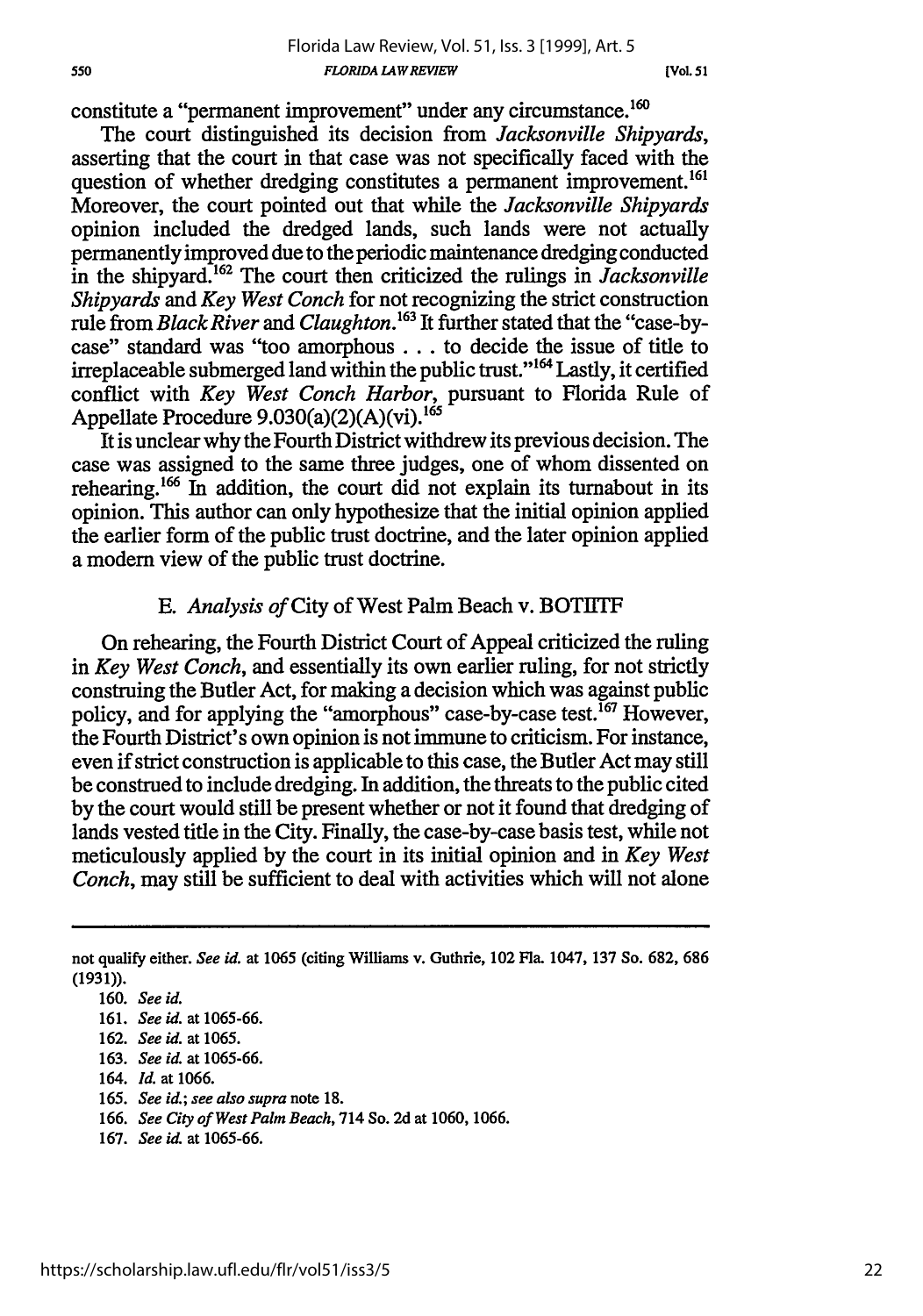constitute a "permanent improvement" under any circumstance.[160]

The court distinguished its decision from *Jacksonville Shipyards*, asserting that the court in that case was not specifically faced with the question of whether dredging constitutes a permanent improvement.[161] Moreover, the court pointed out that while the *Jacksonville Shipyards* opinion included the dredged lands, such lands were not actually permanently improved due to the periodic maintenance dredging conducted in the shipyard.[162] The court then criticized the rulings in *Jacksonville Shipyards* and *Key West Conch* for not recognizing the strict construction rule from *Black River* and *Claughton*.[163] It further stated that the "case-by-case" standard was "too amorphous . . . to decide the issue of title to irreplaceable submerged land within the public trust."[164] Lastly, it certified conflict with *Key West Conch Harbor*, pursuant to Florida Rule of Appellate Procedure 9.030(a)(2)(A)(vi).[165]

It is unclear why the Fourth District withdrew its previous decision. The case was assigned to the same three judges, one of whom dissented on rehearing.[166] In addition, the court did not explain its turnabout in its opinion. This author can only hypothesize that the initial opinion applied the earlier form of the public trust doctrine, and the later opinion applied a modern view of the public trust doctrine.

### E. *Analysis of* City of West Palm Beach v. BOTIITF

On rehearing, the Fourth District Court of Appeal criticized the ruling in *Key West Conch*, and essentially its own earlier ruling, for not strictly construing the Butler Act, for making a decision which was against public policy, and for applying the "amorphous" case-by-case test.[167] However, the Fourth District's own opinion is not immune to criticism. For instance, even if strict construction is applicable to this case, the Butler Act may still be construed to include dredging. In addition, the threats to the public cited by the court would still be present whether or not it found that dredging of lands vested title in the City. Finally, the case-by-case basis test, while not meticulously applied by the court in its initial opinion and in *Key West Conch*, may still be sufficient to deal with activities which will not alone

---

not qualify either. *See id.* at 1065 (citing Williams v. Guthrie, 102 Fla. 1047, 137 So. 682, 686 (1931)).

160. *See id.*

161. *See id.* at 1065-66.

162. *See id.* at 1065.

163. *See id.* at 1065-66.

164. *Id.* at 1066.

165. *See id.*; *see also supra* note 18.

166. *See City of West Palm Beach*, 714 So. 2d at 1060, 1066.

167. *See id.* at 1065-66.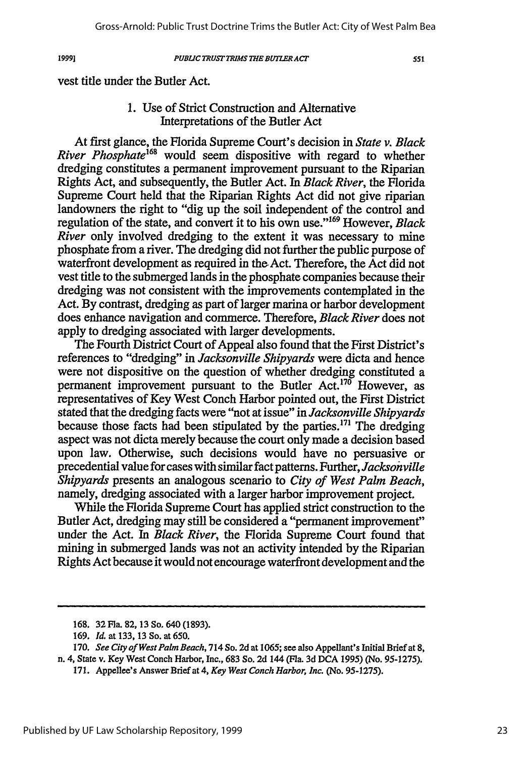vest title under the Butler Act.

### 1. Use of Strict Construction and Alternative Interpretations of the Butler Act

At first glance, the Florida Supreme Court's decision in *State v. Black River Phosphate*[168] would seem dispositive with regard to whether dredging constitutes a permanent improvement pursuant to the Riparian Rights Act, and subsequently, the Butler Act. In *Black River*, the Florida Supreme Court held that the Riparian Rights Act did not give riparian landowners the right to "dig up the soil independent of the control and regulation of the state, and convert it to his own use."[169] However, *Black River* only involved dredging to the extent it was necessary to mine phosphate from a river. The dredging did not further the public purpose of waterfront development as required in the Act. Therefore, the Act did not vest title to the submerged lands in the phosphate companies because their dredging was not consistent with the improvements contemplated in the Act. By contrast, dredging as part of larger marina or harbor development does enhance navigation and commerce. Therefore, *Black River* does not apply to dredging associated with larger developments.

The Fourth District Court of Appeal also found that the First District's references to "dredging" in *Jacksonville Shipyards* were dicta and hence were not dispositive on the question of whether dredging constituted a permanent improvement pursuant to the Butler Act.[170] However, as representatives of Key West Conch Harbor pointed out, the First District stated that the dredging facts were "not at issue" in *Jacksonville Shipyards* because those facts had been stipulated by the parties.[171] The dredging aspect was not dicta merely because the court only made a decision based upon law. Otherwise, such decisions would have no persuasive or precedential value for cases with similar fact patterns. Further, *Jacksonville Shipyards* presents an analogous scenario to *City of West Palm Beach*, namely, dredging associated with a larger harbor improvement project.

While the Florida Supreme Court has applied strict construction to the Butler Act, dredging may still be considered a "permanent improvement" under the Act. In *Black River*, the Florida Supreme Court found that mining in submerged lands was not an activity intended by the Riparian Rights Act because it would not encourage waterfront development and the

---

168. 32 Fla. 82, 13 So. 640 (1893).

169. *Id.* at 133, 13 So. at 650.

170. *See City of West Palm Beach*, 714 So. 2d at 1065; see also Appellant's Initial Brief at 8, n. 4, State v. Key West Conch Harbor, Inc., 683 So. 2d 144 (Fla. 3d DCA 1995) (No. 95-1275).

171. Appellee's Answer Brief at 4, *Key West Conch Harbor, Inc.* (No. 95-1275).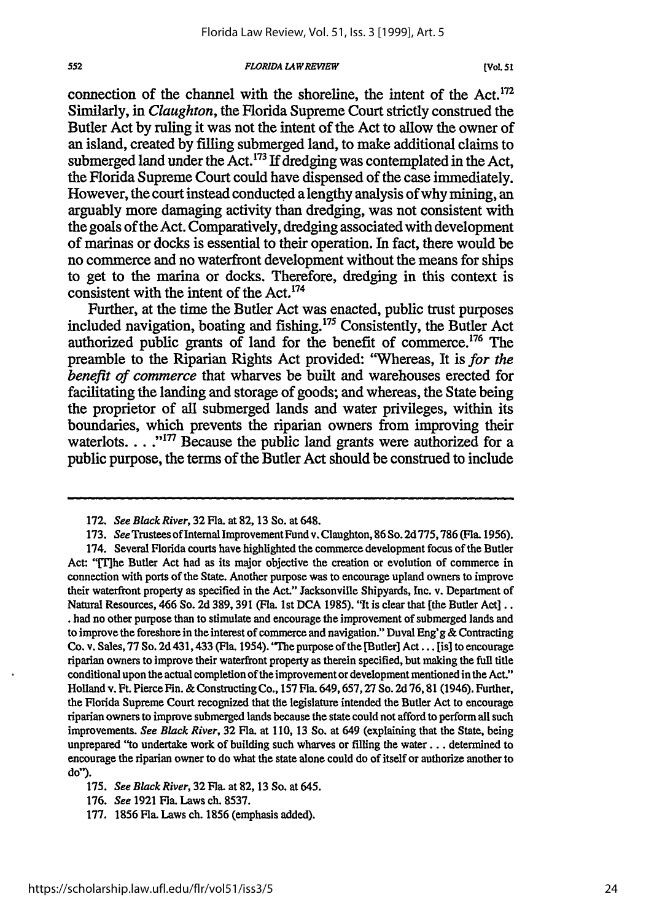connection of the channel with the shoreline, the intent of the Act.[172] Similarly, in *Claughton*, the Florida Supreme Court strictly construed the Butler Act by ruling it was not the intent of the Act to allow the owner of an island, created by filling submerged land, to make additional claims to submerged land under the Act.[173] If dredging was contemplated in the Act, the Florida Supreme Court could have dispensed of the case immediately. However, the court instead conducted a lengthy analysis of why mining, an arguably more damaging activity than dredging, was not consistent with the goals of the Act. Comparatively, dredging associated with development of marinas or docks is essential to their operation. In fact, there would be no commerce and no waterfront development without the means for ships to get to the marina or docks. Therefore, dredging in this context is consistent with the intent of the Act.[174]

Further, at the time the Butler Act was enacted, public trust purposes included navigation, boating and fishing.[175] Consistently, the Butler Act authorized public grants of land for the benefit of commerce.[176] The preamble to the Riparian Rights Act provided: "Whereas, It is *for the benefit of commerce* that wharves be built and warehouses erected for facilitating the landing and storage of goods; and whereas, the State being the proprietor of all submerged lands and water privileges, within its boundaries, which prevents the riparian owners from improving their waterlots. . . ."[177] Because the public land grants were authorized for a public purpose, the terms of the Butler Act should be construed to include

---

172. *See Black River*, 32 Fla. at 82, 13 So. at 648.

173. *See* Trustees of Internal Improvement Fund v. Claughton, 86 So. 2d 775, 786 (Fla. 1956).

174. Several Florida courts have highlighted the commerce development focus of the Butler Act: "[T]he Butler Act had as its major objective the creation or evolution of commerce in connection with ports of the State. Another purpose was to encourage upland owners to improve their waterfront property as specified in the Act." Jacksonville Shipyards, Inc. v. Department of Natural Resources, 466 So. 2d 389, 391 (Fla. 1st DCA 1985). "It is clear that [the Butler Act] . . . had no other purpose than to stimulate and encourage the improvement of submerged lands and to improve the foreshore in the interest of commerce and navigation." Duval Eng'g & Contracting Co. v. Sales, 77 So. 2d 431, 433 (Fla. 1954). "The purpose of the [Butler] Act . . . [is] to encourage riparian owners to improve their waterfront property as therein specified, but making the full title conditional upon the actual completion of the improvement or development mentioned in the Act." Holland v. Ft. Pierce Fin. & Constructing Co., 157 Fla. 649, 657, 27 So. 2d 76, 81 (1946). Further, the Florida Supreme Court recognized that the legislature intended the Butler Act to encourage riparian owners to improve submerged lands because the state could not afford to perform all such improvements. *See Black River*, 32 Fla. at 110, 13 So. at 649 (explaining that the State, being unprepared "to undertake work of building such wharves or filling the water . . . determined to encourage the riparian owner to do what the state alone could do of itself or authorize another to do").

175. *See Black River*, 32 Fla. at 82, 13 So. at 645.

176. *See* 1921 Fla. Laws ch. 8537.

177. 1856 Fla. Laws ch. 1856 (emphasis added).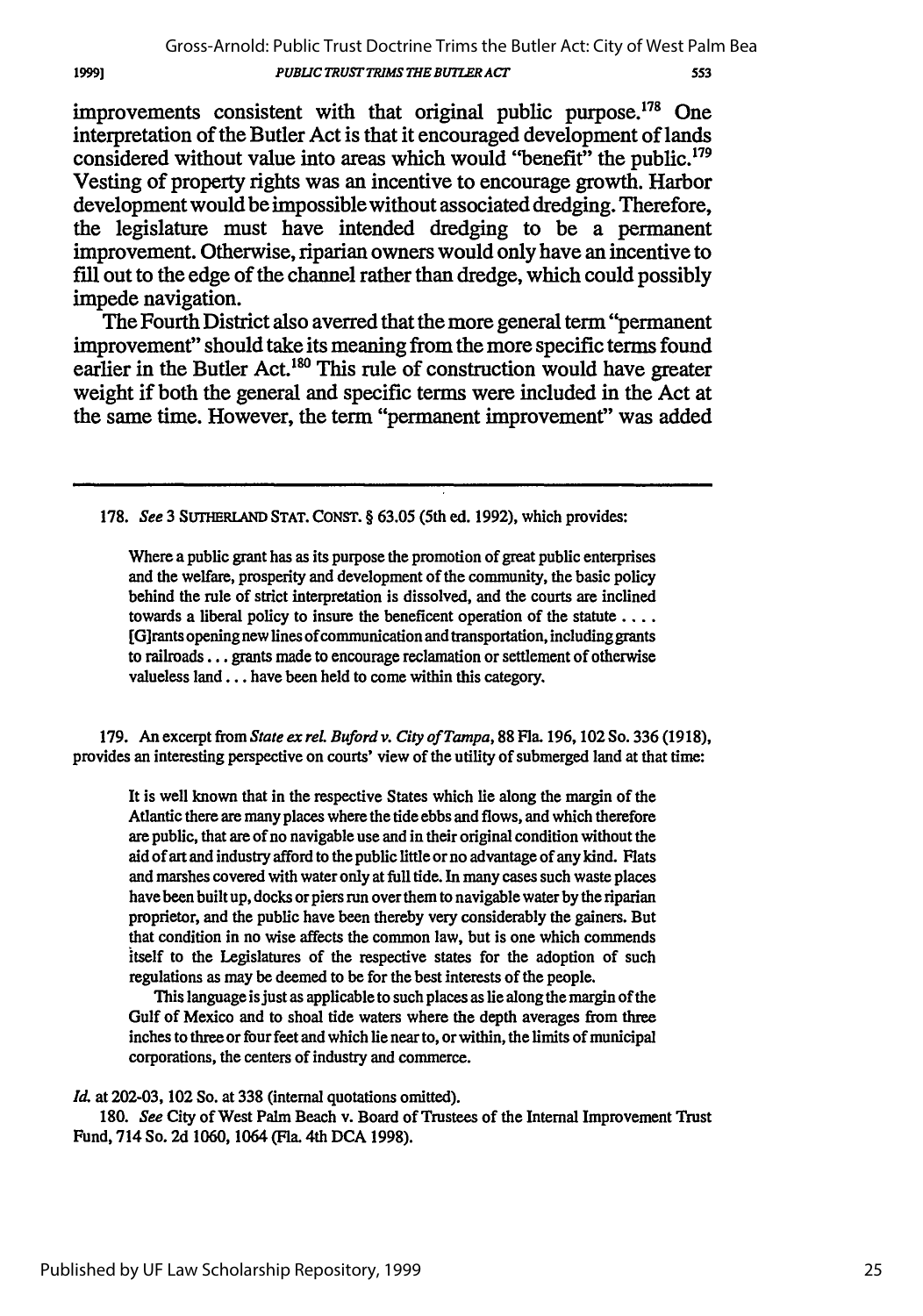improvements consistent with that original public purpose.[178] One interpretation of the Butler Act is that it encouraged development of lands considered without value into areas which would "benefit" the public.[179] Vesting of property rights was an incentive to encourage growth. Harbor development would be impossible without associated dredging. Therefore, the legislature must have intended dredging to be a permanent improvement. Otherwise, riparian owners would only have an incentive to fill out to the edge of the channel rather than dredge, which could possibly impede navigation.

The Fourth District also averred that the more general term "permanent improvement" should take its meaning from the more specific terms found earlier in the Butler Act.[180] This rule of construction would have greater weight if both the general and specific terms were included in the Act at the same time. However, the term "permanent improvement" was added

---

178. *See* 3 SUTHERLAND STAT. CONST. § 63.05 (5th ed. 1992), which provides:

> Where a public grant has as its purpose the promotion of great public enterprises and the welfare, prosperity and development of the community, the basic policy behind the rule of strict interpretation is dissolved, and the courts are inclined towards a liberal policy to insure the beneficent operation of the statute .... [G]rants opening new lines of communication and transportation, including grants to railroads ... grants made to encourage reclamation or settlement of otherwise valueless land ... have been held to come within this category.

179. An excerpt from *State ex rel. Buford v. City of Tampa*, 88 Fla. 196, 102 So. 336 (1918), provides an interesting perspective on courts' view of the utility of submerged land at that time:

> It is well known that in the respective States which lie along the margin of the Atlantic there are many places where the tide ebbs and flows, and which therefore are public, that are of no navigable use and in their original condition without the aid of art and industry afford to the public little or no advantage of any kind. Flats and marshes covered with water only at full tide. In many cases such waste places have been built up, docks or piers run over them to navigable water by the riparian proprietor, and the public have been thereby very considerably the gainers. But that condition in no wise affects the common law, but is one which commends itself to the Legislatures of the respective states for the adoption of such regulations as may be deemed to be for the best interests of the people.
>
> This language is just as applicable to such places as lie along the margin of the Gulf of Mexico and to shoal tide waters where the depth averages from three inches to three or four feet and which lie near to, or within, the limits of municipal corporations, the centers of industry and commerce.

*Id.* at 202-03, 102 So. at 338 (internal quotations omitted).

180. *See* City of West Palm Beach v. Board of Trustees of the Internal Improvement Trust Fund, 714 So. 2d 1060, 1064 (Fla. 4th DCA 1998).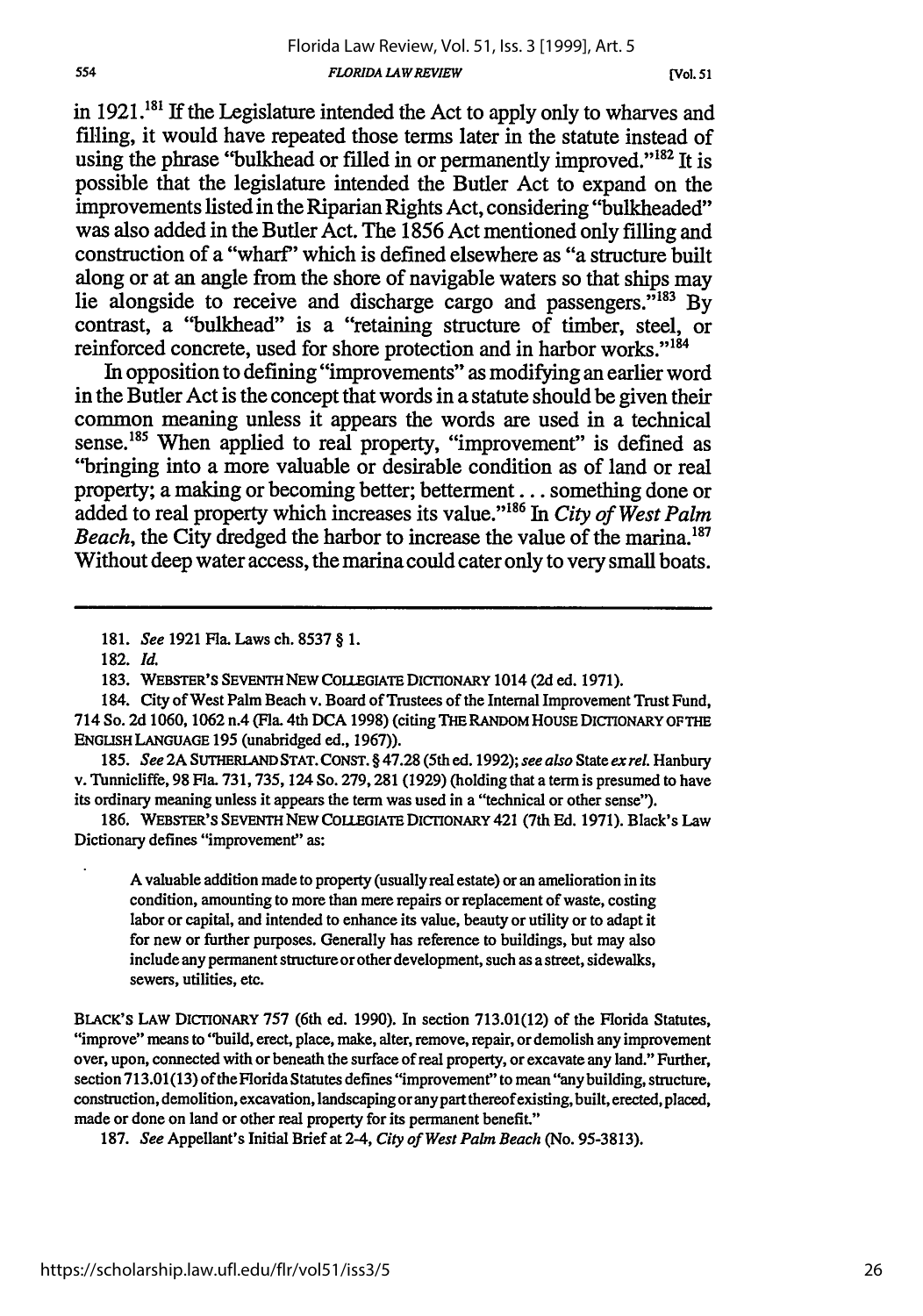in 1921.[181] If the Legislature intended the Act to apply only to wharves and filling, it would have repeated those terms later in the statute instead of using the phrase "bulkhead or filled in or permanently improved."[182] It is possible that the legislature intended the Butler Act to expand on the improvements listed in the Riparian Rights Act, considering "bulkheaded" was also added in the Butler Act. The 1856 Act mentioned only filling and construction of a "wharf" which is defined elsewhere as "a structure built along or at an angle from the shore of navigable waters so that ships may lie alongside to receive and discharge cargo and passengers."[183] By contrast, a "bulkhead" is a "retaining structure of timber, steel, or reinforced concrete, used for shore protection and in harbor works."[184]

In opposition to defining "improvements" as modifying an earlier word in the Butler Act is the concept that words in a statute should be given their common meaning unless it appears the words are used in a technical sense.[185] When applied to real property, "improvement" is defined as "bringing into a more valuable or desirable condition as of land or real property; a making or becoming better; betterment . . . something done or added to real property which increases its value."[186] In *City of West Palm Beach*, the City dredged the harbor to increase the value of the marina.[187] Without deep water access, the marina could cater only to very small boats.

---

181. *See* 1921 Fla. Laws ch. 8537 § 1.

182. *Id.*

183. WEBSTER'S SEVENTH NEW COLLEGIATE DICTIONARY 1014 (2d ed. 1971).

184. City of West Palm Beach v. Board of Trustees of the Internal Improvement Trust Fund, 714 So. 2d 1060, 1062 n.4 (Fla. 4th DCA 1998) (citing THE RANDOM HOUSE DICTIONARY OF THE ENGLISH LANGUAGE 195 (unabridged ed., 1967)).

185. *See* 2A SUTHERLAND STAT. CONST. § 47.28 (5th ed. 1992); *see also* State *ex rel.* Hanbury v. Tunnicliffe, 98 Fla. 731, 735, 124 So. 279, 281 (1929) (holding that a term is presumed to have its ordinary meaning unless it appears the term was used in a "technical or other sense").

186. WEBSTER'S SEVENTH NEW COLLEGIATE DICTIONARY 421 (7th Ed. 1971). Black's Law Dictionary defines "improvement" as:

> A valuable addition made to property (usually real estate) or an amelioration in its condition, amounting to more than mere repairs or replacement of waste, costing labor or capital, and intended to enhance its value, beauty or utility or to adapt it for new or further purposes. Generally has reference to buildings, but may also include any permanent structure or other development, such as a street, sidewalks, sewers, utilities, etc.

BLACK'S LAW DICTIONARY 757 (6th ed. 1990). In section 713.01(12) of the Florida Statutes, "improve" means to "build, erect, place, make, alter, remove, repair, or demolish any improvement over, upon, connected with or beneath the surface of real property, or excavate any land." Further, section 713.01(13) of the Florida Statutes defines "improvement" to mean "any building, structure, construction, demolition, excavation, landscaping or any part thereof existing, built, erected, placed, made or done on land or other real property for its permanent benefit."

187. *See* Appellant's Initial Brief at 2-4, *City of West Palm Beach* (No. 95-3813).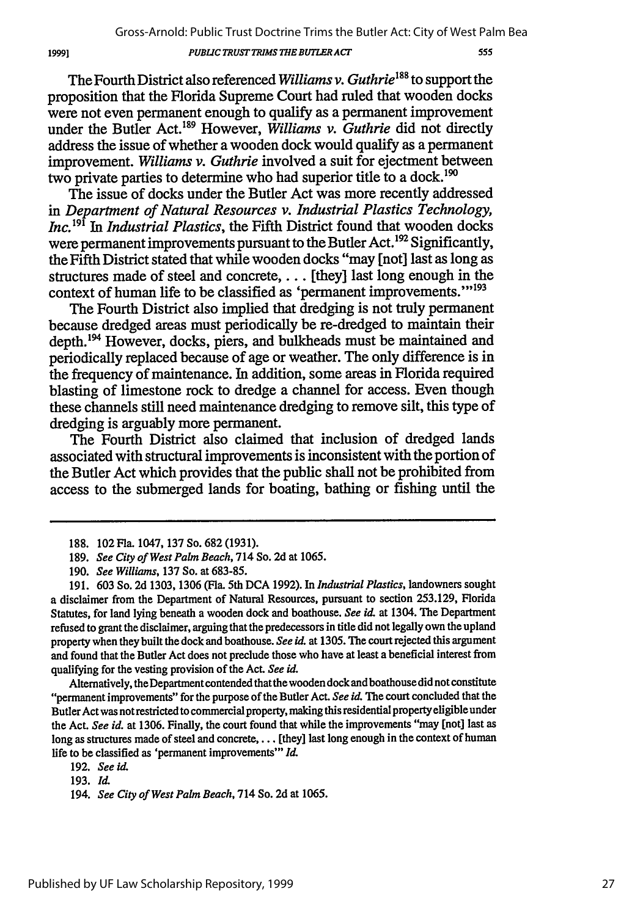The Fourth District also referenced *Williams v. Guthrie*[188] to support the proposition that the Florida Supreme Court had ruled that wooden docks were not even permanent enough to qualify as a permanent improvement under the Butler Act.[189] However, *Williams v. Guthrie* did not directly address the issue of whether a wooden dock would qualify as a permanent improvement. *Williams v. Guthrie* involved a suit for ejectment between two private parties to determine who had superior title to a dock.[190]

The issue of docks under the Butler Act was more recently addressed in *Department of Natural Resources v. Industrial Plastics Technology, Inc.*[191] In *Industrial Plastics*, the Fifth District found that wooden docks were permanent improvements pursuant to the Butler Act.[192] Significantly, the Fifth District stated that while wooden docks "may [not] last as long as structures made of steel and concrete, . . . [they] last long enough in the context of human life to be classified as 'permanent improvements.'"[193]

The Fourth District also implied that dredging is not truly permanent because dredged areas must periodically be re-dredged to maintain their depth.[194] However, docks, piers, and bulkheads must be maintained and periodically replaced because of age or weather. The only difference is in the frequency of maintenance. In addition, some areas in Florida required blasting of limestone rock to dredge a channel for access. Even though these channels still need maintenance dredging to remove silt, this type of dredging is arguably more permanent.

The Fourth District also claimed that inclusion of dredged lands associated with structural improvements is inconsistent with the portion of the Butler Act which provides that the public shall not be prohibited from access to the submerged lands for boating, bathing or fishing until the

---

188. 102 Fla. 1047, 137 So. 682 (1931).

189. *See City of West Palm Beach*, 714 So. 2d at 1065.

190. *See Williams*, 137 So. at 683-85.

191. 603 So. 2d 1303, 1306 (Fla. 5th DCA 1992). In *Industrial Plastics*, landowners sought a disclaimer from the Department of Natural Resources, pursuant to section 253.129, Florida Statutes, for land lying beneath a wooden dock and boathouse. *See id.* at 1304. The Department refused to grant the disclaimer, arguing that the predecessors in title did not legally own the upland property when they built the dock and boathouse. *See id.* at 1305. The court rejected this argument and found that the Butler Act does not preclude those who have at least a beneficial interest from qualifying for the vesting provision of the Act. *See id.*

Alternatively, the Department contended that the wooden dock and boathouse did not constitute "permanent improvements" for the purpose of the Butler Act. *See id.* The court concluded that the Butler Act was not restricted to commercial property, making this residential property eligible under the Act. *See id.* at 1306. Finally, the court found that while the improvements "may [not] last as long as structures made of steel and concrete, . . . [they] last long enough in the context of human life to be classified as 'permanent improvements'" *Id.*

192. *See id.*

193. *Id.*

194. *See City of West Palm Beach*, 714 So. 2d at 1065.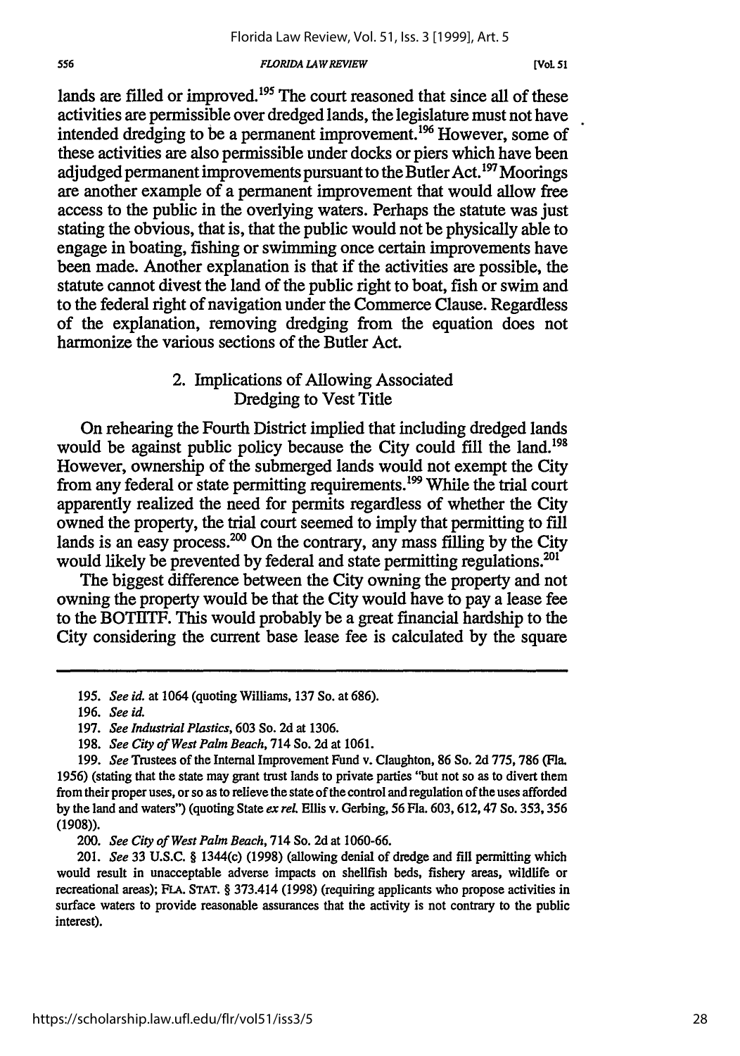lands are filled or improved.[195] The court reasoned that since all of these activities are permissible over dredged lands, the legislature must not have intended dredging to be a permanent improvement.[196] However, some of these activities are also permissible under docks or piers which have been adjudged permanent improvements pursuant to the Butler Act.[197] Moorings are another example of a permanent improvement that would allow free access to the public in the overlying waters. Perhaps the statute was just stating the obvious, that is, that the public would not be physically able to engage in boating, fishing or swimming once certain improvements have been made. Another explanation is that if the activities are possible, the statute cannot divest the land of the public right to boat, fish or swim and to the federal right of navigation under the Commerce Clause. Regardless of the explanation, removing dredging from the equation does not harmonize the various sections of the Butler Act.

### 2. Implications of Allowing Associated Dredging to Vest Title

On rehearing the Fourth District implied that including dredged lands would be against public policy because the City could fill the land.[198] However, ownership of the submerged lands would not exempt the City from any federal or state permitting requirements.[199] While the trial court apparently realized the need for permits regardless of whether the City owned the property, the trial court seemed to imply that permitting to fill lands is an easy process.[200] On the contrary, any mass filling by the City would likely be prevented by federal and state permitting regulations.[201]

The biggest difference between the City owning the property and not owning the property would be that the City would have to pay a lease fee to the BOTIITF. This would probably be a great financial hardship to the City considering the current base lease fee is calculated by the square

---

195. *See id.* at 1064 (quoting Williams, 137 So. at 686).

196. *See id.*

197. *See Industrial Plastics*, 603 So. 2d at 1306.

198. *See City of West Palm Beach*, 714 So. 2d at 1061.

199. *See* Trustees of the Internal Improvement Fund v. Claughton, 86 So. 2d 775, 786 (Fla. 1956) (stating that the state may grant trust lands to private parties "but not so as to divert them from their proper uses, or so as to relieve the state of the control and regulation of the uses afforded by the land and waters") (quoting State *ex rel.* Ellis v. Gerbing, 56 Fla. 603, 612, 47 So. 353, 356 (1908)).

200. *See City of West Palm Beach*, 714 So. 2d at 1060-66.

201. *See* 33 U.S.C. § 1344(c) (1998) (allowing denial of dredge and fill permitting which would result in unacceptable adverse impacts on shellfish beds, fishery areas, wildlife or recreational areas); FLA. STAT. § 373.414 (1998) (requiring applicants who propose activities in surface waters to provide reasonable assurances that the activity is not contrary to the public interest).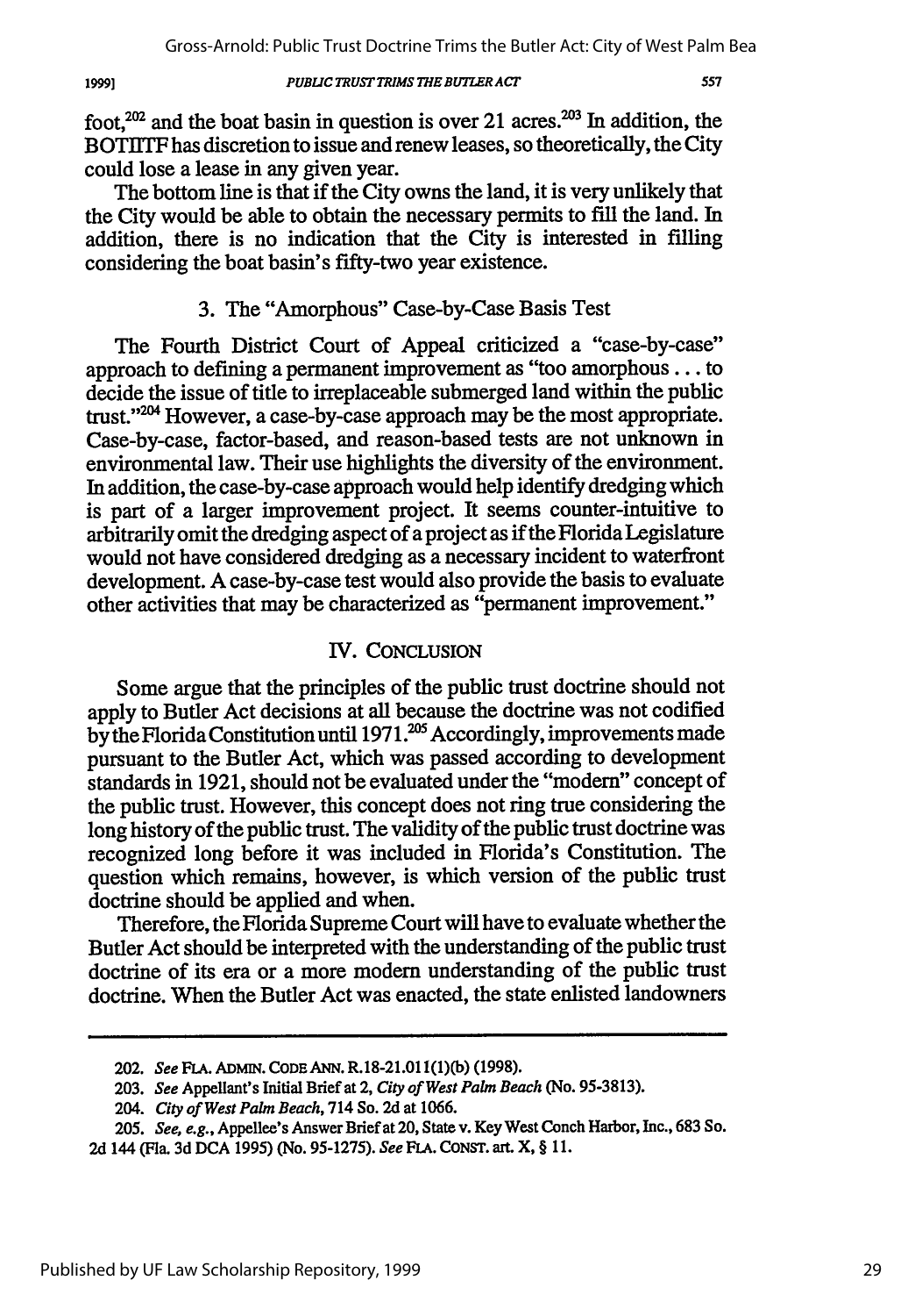foot,[202] and the boat basin in question is over 21 acres.[203] In addition, the BOTIITF has discretion to issue and renew leases, so theoretically, the City could lose a lease in any given year.

The bottom line is that if the City owns the land, it is very unlikely that the City would be able to obtain the necessary permits to fill the land. In addition, there is no indication that the City is interested in filling considering the boat basin's fifty-two year existence.

### 3. The "Amorphous" Case-by-Case Basis Test

The Fourth District Court of Appeal criticized a "case-by-case" approach to defining a permanent improvement as "too amorphous . . . to decide the issue of title to irreplaceable submerged land within the public trust."[204] However, a case-by-case approach may be the most appropriate. Case-by-case, factor-based, and reason-based tests are not unknown in environmental law. Their use highlights the diversity of the environment. In addition, the case-by-case approach would help identify dredging which is part of a larger improvement project. It seems counter-intuitive to arbitrarily omit the dredging aspect of a project as if the Florida Legislature would not have considered dredging as a necessary incident to waterfront development. A case-by-case test would also provide the basis to evaluate other activities that may be characterized as "permanent improvement."

## IV. CONCLUSION

Some argue that the principles of the public trust doctrine should not apply to Butler Act decisions at all because the doctrine was not codified by the Florida Constitution until 1971.[205] Accordingly, improvements made pursuant to the Butler Act, which was passed according to development standards in 1921, should not be evaluated under the "modern" concept of the public trust. However, this concept does not ring true considering the long history of the public trust. The validity of the public trust doctrine was recognized long before it was included in Florida's Constitution. The question which remains, however, is which version of the public trust doctrine should be applied and when.

Therefore, the Florida Supreme Court will have to evaluate whether the Butler Act should be interpreted with the understanding of the public trust doctrine of its era or a more modern understanding of the public trust doctrine. When the Butler Act was enacted, the state enlisted landowners

---

202. *See* FLA. ADMIN. CODE ANN. R.18-21.011(1)(b) (1998).

203. *See* Appellant's Initial Brief at 2, *City of West Palm Beach* (No. 95-3813).

204. *City of West Palm Beach*, 714 So. 2d at 1066.

205. *See, e.g.*, Appellee's Answer Brief at 20, State v. Key West Conch Harbor, Inc., 683 So. 2d 144 (Fla. 3d DCA 1995) (No. 95-1275). *See* FLA. CONST. art. X, § 11.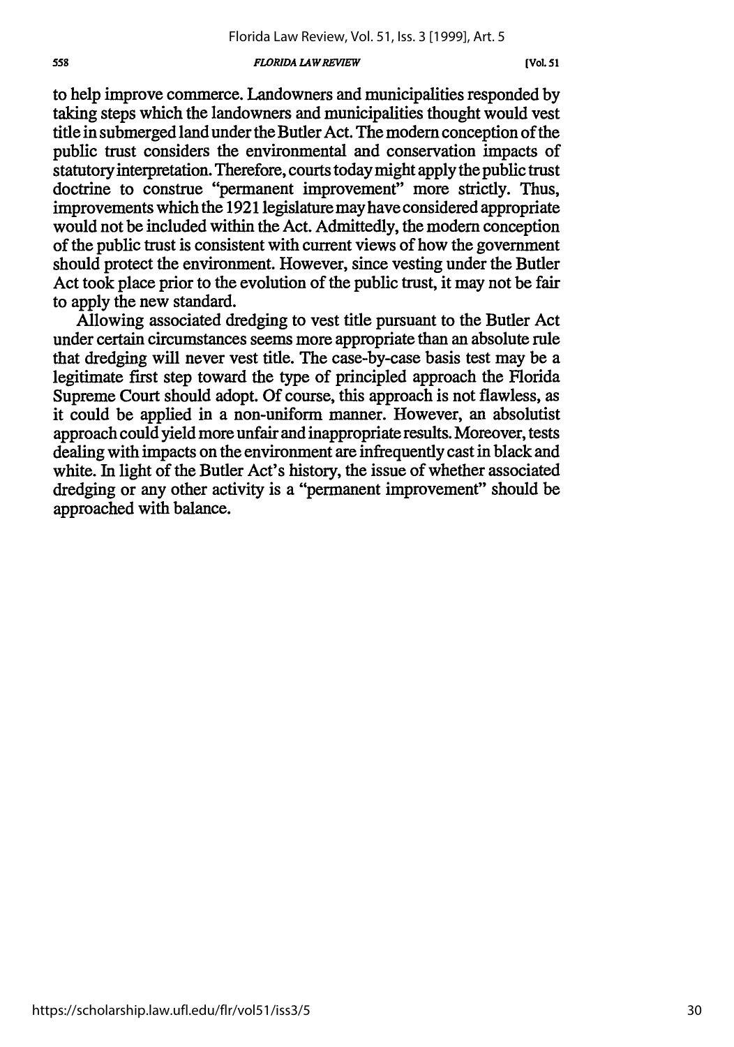to help improve commerce. Landowners and municipalities responded by taking steps which the landowners and municipalities thought would vest title in submerged land under the Butler Act. The modern conception of the public trust considers the environmental and conservation impacts of statutory interpretation. Therefore, courts today might apply the public trust doctrine to construe "permanent improvement" more strictly. Thus, improvements which the 1921 legislature may have considered appropriate would not be included within the Act. Admittedly, the modern conception of the public trust is consistent with current views of how the government should protect the environment. However, since vesting under the Butler Act took place prior to the evolution of the public trust, it may not be fair to apply the new standard.

Allowing associated dredging to vest title pursuant to the Butler Act under certain circumstances seems more appropriate than an absolute rule that dredging will never vest title. The case-by-case basis test may be a legitimate first step toward the type of principled approach the Florida Supreme Court should adopt. Of course, this approach is not flawless, as it could be applied in a non-uniform manner. However, an absolutist approach could yield more unfair and inappropriate results. Moreover, tests dealing with impacts on the environment are infrequently cast in black and white. In light of the Butler Act's history, the issue of whether associated dredging or any other activity is a "permanent improvement" should be approached with balance.